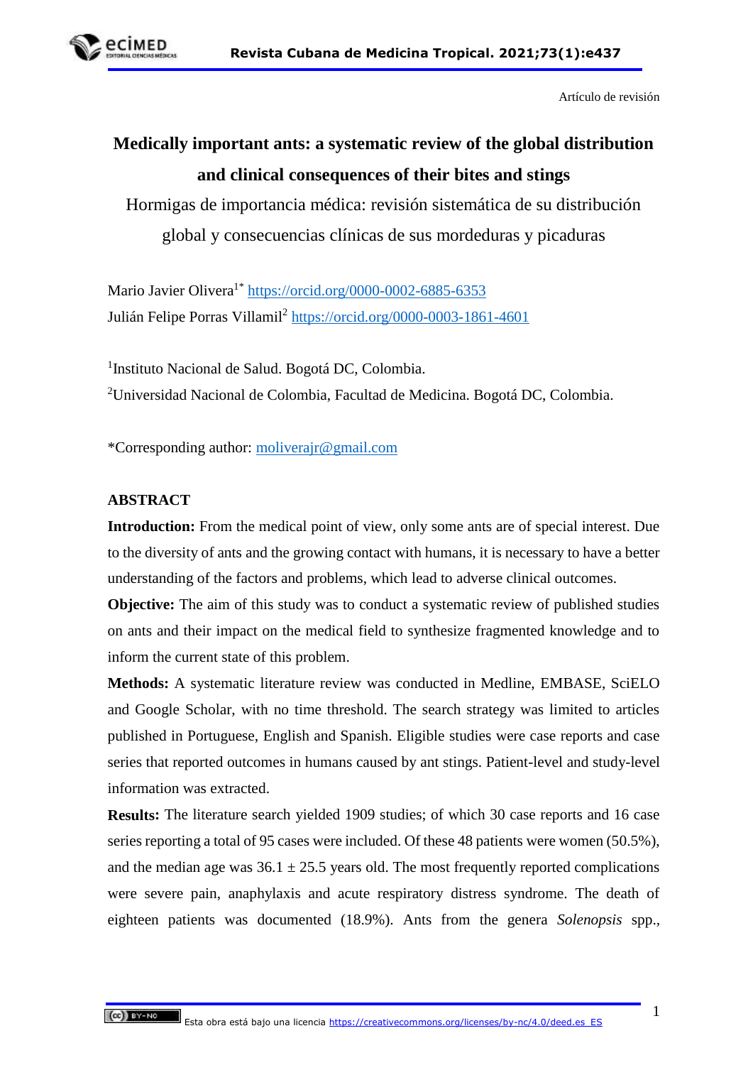Artículo de revisión

# Medically important ants: a systematic review of the global distribution and clinical consequences of their bites and stings

Hormigas de importancia médica: revisión sistemática de su distribución global y consecuencias clínicas de sus mordeduras y picaduras

Mario Javier Olivera[1*] https://orcid.org/0000-0002-6885-6353

Julián Felipe Porras Villamil[2] https://orcid.org/0000-0003-1861-4601

[1]Instituto Nacional de Salud. Bogotá DC, Colombia.

[2]Universidad Nacional de Colombia, Facultad de Medicina. Bogotá DC, Colombia.

*Corresponding author: moliverajr@gmail.com

## ABSTRACT

**Introduction:** From the medical point of view, only some ants are of special interest. Due to the diversity of ants and the growing contact with humans, it is necessary to have a better understanding of the factors and problems, which lead to adverse clinical outcomes.

**Objective:** The aim of this study was to conduct a systematic review of published studies on ants and their impact on the medical field to synthesize fragmented knowledge and to inform the current state of this problem.

**Methods:** A systematic literature review was conducted in Medline, EMBASE, SciELO and Google Scholar, with no time threshold. The search strategy was limited to articles published in Portuguese, English and Spanish. Eligible studies were case reports and case series that reported outcomes in humans caused by ant stings. Patient-level and study-level information was extracted.

**Results:** The literature search yielded 1909 studies; of which 30 case reports and 16 case series reporting a total of 95 cases were included. Of these 48 patients were women (50.5%), and the median age was 36.1 ± 25.5 years old. The most frequently reported complications were severe pain, anaphylaxis and acute respiratory distress syndrome. The death of eighteen patients was documented (18.9%). Ants from the genera *Solenopsis* spp.,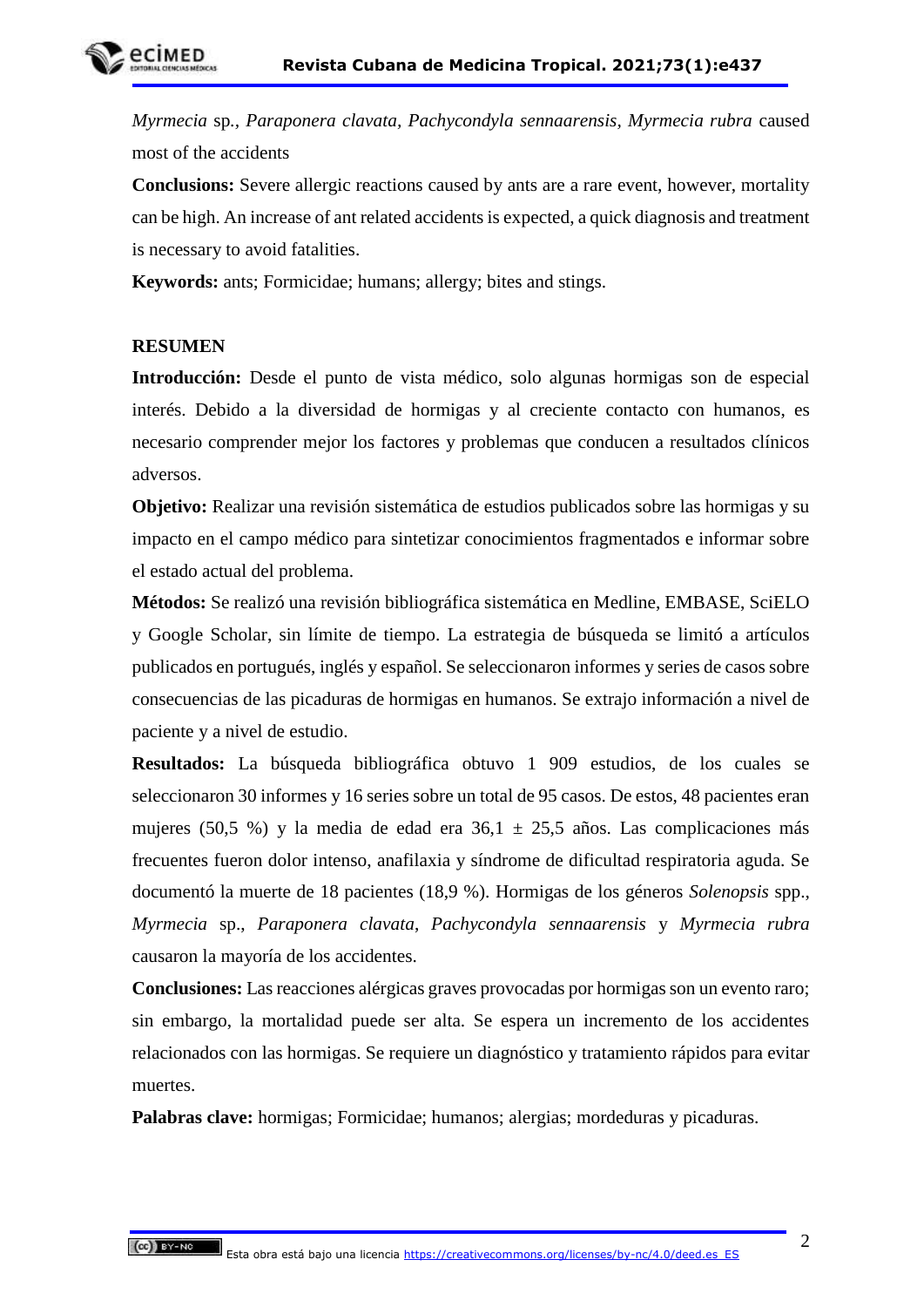*Myrmecia* sp., *Paraponera clavata, Pachycondyla sennaarensis, Myrmecia rubra* caused most of the accidents

**Conclusions:** Severe allergic reactions caused by ants are a rare event, however, mortality can be high. An increase of ant related accidents is expected, a quick diagnosis and treatment is necessary to avoid fatalities.

**Keywords:** ants; Formicidae; humans; allergy; bites and stings.

## RESUMEN

**Introducción:** Desde el punto de vista médico, solo algunas hormigas son de especial interés. Debido a la diversidad de hormigas y al creciente contacto con humanos, es necesario comprender mejor los factores y problemas que conducen a resultados clínicos adversos.

**Objetivo:** Realizar una revisión sistemática de estudios publicados sobre las hormigas y su impacto en el campo médico para sintetizar conocimientos fragmentados e informar sobre el estado actual del problema.

**Métodos:** Se realizó una revisión bibliográfica sistemática en Medline, EMBASE, SciELO y Google Scholar, sin límite de tiempo. La estrategia de búsqueda se limitó a artículos publicados en portugués, inglés y español. Se seleccionaron informes y series de casos sobre consecuencias de las picaduras de hormigas en humanos. Se extrajo información a nivel de paciente y a nivel de estudio.

**Resultados:** La búsqueda bibliográfica obtuvo 1 909 estudios, de los cuales se seleccionaron 30 informes y 16 series sobre un total de 95 casos. De estos, 48 pacientes eran mujeres (50,5 %) y la media de edad era 36,1 ± 25,5 años. Las complicaciones más frecuentes fueron dolor intenso, anafilaxia y síndrome de dificultad respiratoria aguda. Se documentó la muerte de 18 pacientes (18,9 %). Hormigas de los géneros *Solenopsis* spp., *Myrmecia* sp., *Paraponera clavata*, *Pachycondyla sennaarensis* y *Myrmecia rubra* causaron la mayoría de los accidentes.

**Conclusiones:** Las reacciones alérgicas graves provocadas por hormigas son un evento raro; sin embargo, la mortalidad puede ser alta. Se espera un incremento de los accidentes relacionados con las hormigas. Se requiere un diagnóstico y tratamiento rápidos para evitar muertes.

**Palabras clave:** hormigas; Formicidae; humanos; alergias; mordeduras y picaduras.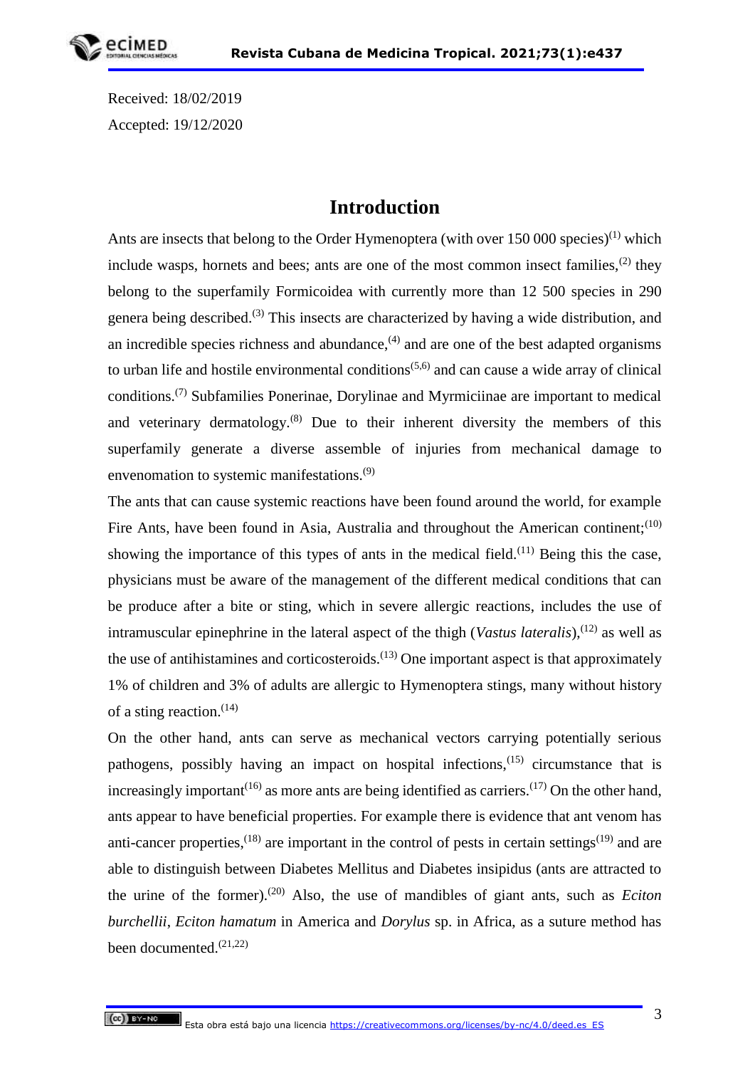Received: 18/02/2019

Accepted: 19/12/2020

# Introduction

Ants are insects that belong to the Order Hymenoptera (with over 150 000 species)[1] which include wasps, hornets and bees; ants are one of the most common insect families,[2] they belong to the superfamily Formicoidea with currently more than 12 500 species in 290 genera being described.[3] This insects are characterized by having a wide distribution, and an incredible species richness and abundance,[4] and are one of the best adapted organisms to urban life and hostile environmental conditions[5,6] and can cause a wide array of clinical conditions.[7] Subfamilies Ponerinae, Dorylinae and Myrmiciinae are important to medical and veterinary dermatology.[8] Due to their inherent diversity the members of this superfamily generate a diverse assemble of injuries from mechanical damage to envenomation to systemic manifestations.[9]

The ants that can cause systemic reactions have been found around the world, for example Fire Ants, have been found in Asia, Australia and throughout the American continent;[10] showing the importance of this types of ants in the medical field.[11] Being this the case, physicians must be aware of the management of the different medical conditions that can be produce after a bite or sting, which in severe allergic reactions, includes the use of intramuscular epinephrine in the lateral aspect of the thigh (*Vastus lateralis*),[12] as well as the use of antihistamines and corticosteroids.[13] One important aspect is that approximately 1% of children and 3% of adults are allergic to Hymenoptera stings, many without history of a sting reaction.[14]

On the other hand, ants can serve as mechanical vectors carrying potentially serious pathogens, possibly having an impact on hospital infections,[15] circumstance that is increasingly important[16] as more ants are being identified as carriers.[17] On the other hand, ants appear to have beneficial properties. For example there is evidence that ant venom has anti-cancer properties,[18] are important in the control of pests in certain settings[19] and are able to distinguish between Diabetes Mellitus and Diabetes insipidus (ants are attracted to the urine of the former).[20] Also, the use of mandibles of giant ants, such as *Eciton burchellii*, *Eciton hamatum* in America and *Dorylus* sp. in Africa, as a suture method has been documented.[21,22]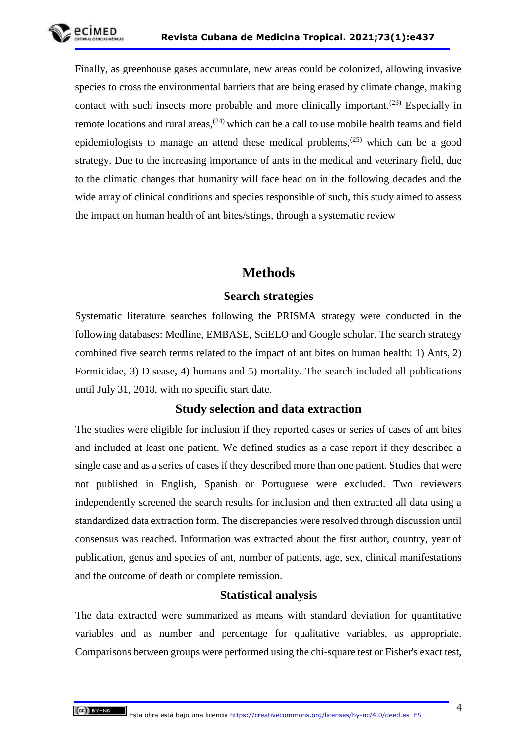Finally, as greenhouse gases accumulate, new areas could be colonized, allowing invasive species to cross the environmental barriers that are being erased by climate change, making contact with such insects more probable and more clinically important.[23] Especially in remote locations and rural areas,[24] which can be a call to use mobile health teams and field epidemiologists to manage an attend these medical problems,[25] which can be a good strategy. Due to the increasing importance of ants in the medical and veterinary field, due to the climatic changes that humanity will face head on in the following decades and the wide array of clinical conditions and species responsible of such, this study aimed to assess the impact on human health of ant bites/stings, through a systematic review

# Methods

## Search strategies

Systematic literature searches following the PRISMA strategy were conducted in the following databases: Medline, EMBASE, SciELO and Google scholar. The search strategy combined five search terms related to the impact of ant bites on human health: 1) Ants, 2) Formicidae, 3) Disease, 4) humans and 5) mortality. The search included all publications until July 31, 2018, with no specific start date.

## Study selection and data extraction

The studies were eligible for inclusion if they reported cases or series of cases of ant bites and included at least one patient. We defined studies as a case report if they described a single case and as a series of cases if they described more than one patient. Studies that were not published in English, Spanish or Portuguese were excluded. Two reviewers independently screened the search results for inclusion and then extracted all data using a standardized data extraction form. The discrepancies were resolved through discussion until consensus was reached. Information was extracted about the first author, country, year of publication, genus and species of ant, number of patients, age, sex, clinical manifestations and the outcome of death or complete remission.

## Statistical analysis

The data extracted were summarized as means with standard deviation for quantitative variables and as number and percentage for qualitative variables, as appropriate. Comparisons between groups were performed using the chi-square test or Fisher's exact test,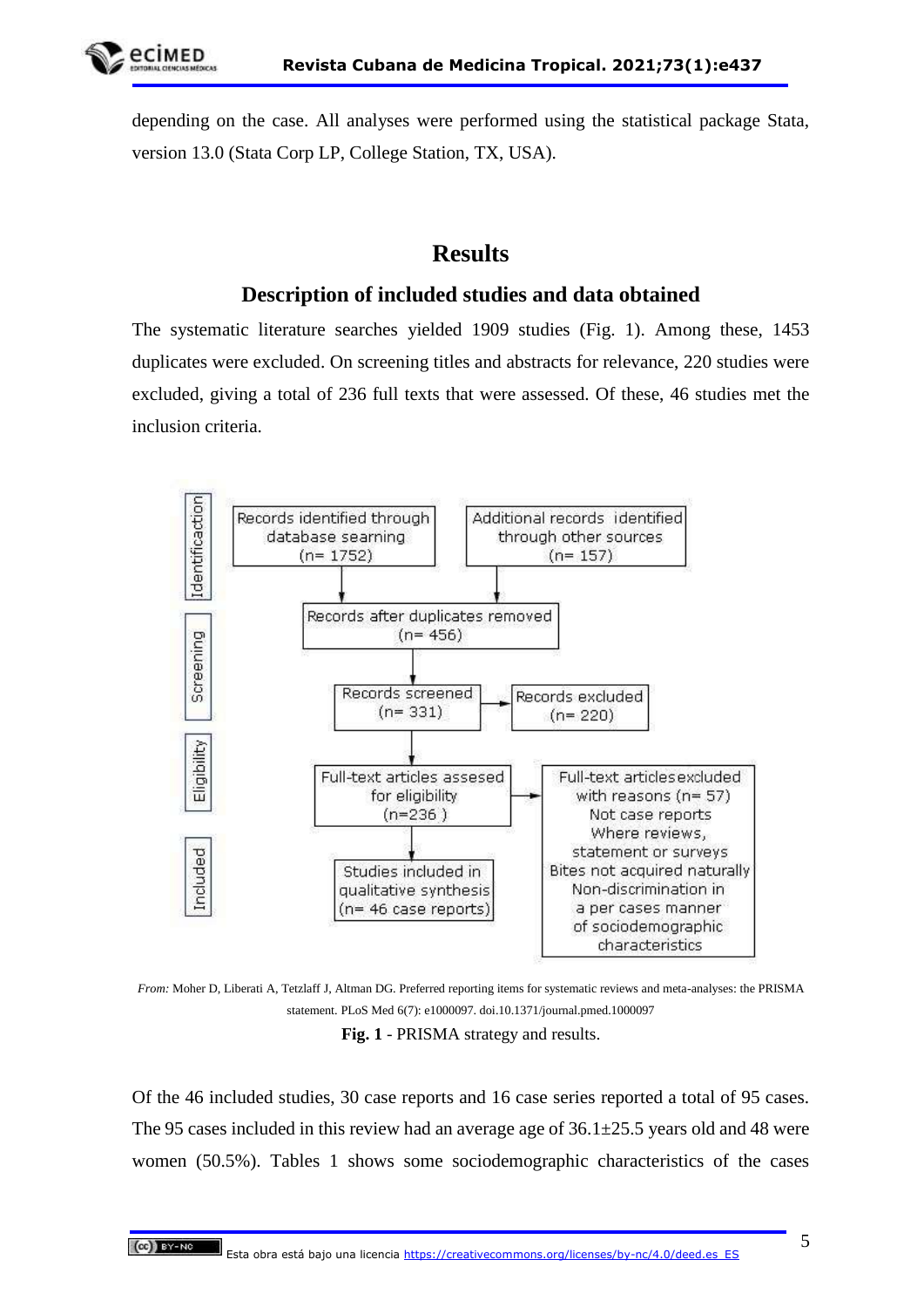depending on the case. All analyses were performed using the statistical package Stata, version 13.0 (Stata Corp LP, College Station, TX, USA).

## Results

### Description of included studies and data obtained

The systematic literature searches yielded 1909 studies (Fig. 1). Among these, 1453 duplicates were excluded. On screening titles and abstracts for relevance, 220 studies were excluded, giving a total of 236 full texts that were assessed. Of these, 46 studies met the inclusion criteria.

Identification

Records identified through database searing (n= 1752)

Additional records identified through other sources (n= 157)

Screening

Records after duplicates removed (n= 456)

Records screened (n= 331)

Records excluded (n= 220)

Eligibility

Full-text articles assesed for eligibility (n=236 )

Full-text articlesexcluded with reasons (n= 57)
Not case reports
Where reviews, statement or surveys
Bites not acquired naturally
Non-discrimination in a per cases manner of sociodemographic characteristics

Included

Studies included in qualitative synthesis (n= 46 case reports)

*From:* Moher D, Liberati A, Tetzlaff J, Altman DG. Preferred reporting items for systematic reviews and meta-analyses: the PRISMA statement. PLoS Med 6(7): e1000097. doi.10.1371/journal.pmed.1000097

**Fig. 1** - PRISMA strategy and results.

Of the 46 included studies, 30 case reports and 16 case series reported a total of 95 cases. The 95 cases included in this review had an average age of 36.1±25.5 years old and 48 were women (50.5%). Tables 1 shows some sociodemographic characteristics of the cases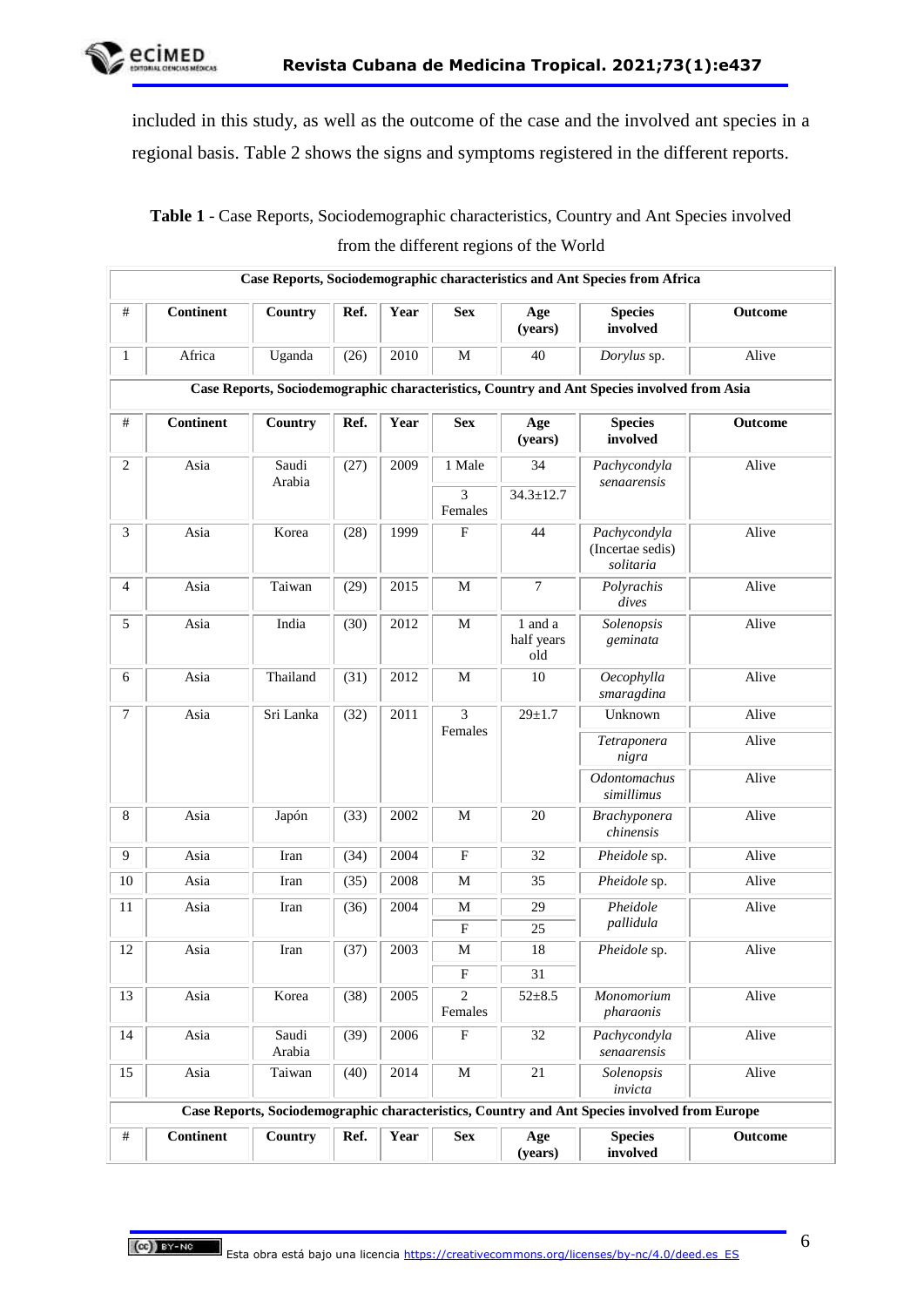included in this study, as well as the outcome of the case and the involved ant species in a regional basis. Table 2 shows the signs and symptoms registered in the different reports.

**Table 1** - Case Reports, Sociodemographic characteristics, Country and Ant Species involved from the different regions of the World

| **Case Reports, Sociodemographic characteristics and Ant Species from Africa** | | | | | | | | |
|---|---|---|---|---|---|---|---|---|
| **#** | **Continent** | **Country** | **Ref.** | **Year** | **Sex** | **Age (years)** | **Species involved** | **Outcome** |
| 1 | Africa | Uganda | (26) | 2010 | M | 40 | *Dorylus* sp. | Alive |
| **Case Reports, Sociodemographic characteristics, Country and Ant Species involved from Asia** | | | | | | | | |
| **#** | **Continent** | **Country** | **Ref.** | **Year** | **Sex** | **Age (years)** | **Species involved** | **Outcome** |
| 2 | Asia | Saudi Arabia | (27) | 2009 | 1 Male | 34 | *Pachycondyla senaarensis* | Alive |
| | | | | | 3 Females | 34.3±12.7 | | |
| 3 | Asia | Korea | (28) | 1999 | F | 44 | *Pachycondyla* (Incertae sedis) *solitaria* | Alive |
| 4 | Asia | Taiwan | (29) | 2015 | M | 7 | *Polyrachis dives* | Alive |
| 5 | Asia | India | (30) | 2012 | M | 1 and a half years old | *Solenopsis geminata* | Alive |
| 6 | Asia | Thailand | (31) | 2012 | M | 10 | *Oecophylla smaragdina* | Alive |
| 7 | Asia | Sri Lanka | (32) | 2011 | 3 Females | 29±1.7 | Unknown | Alive |
| | | | | | | | *Tetraponera nigra* | Alive |
| | | | | | | | *Odontomachus simillimus* | Alive |
| 8 | Asia | Japón | (33) | 2002 | M | 20 | *Brachyponera chinensis* | Alive |
| 9 | Asia | Iran | (34) | 2004 | F | 32 | *Pheidole* sp. | Alive |
| 10 | Asia | Iran | (35) | 2008 | M | 35 | *Pheidole* sp. | Alive |
| 11 | Asia | Iran | (36) | 2004 | M | 29 | *Pheidole pallidula* | Alive |
| | | | | | F | 25 | | |
| 12 | Asia | Iran | (37) | 2003 | M | 18 | *Pheidole* sp. | Alive |
| | | | | | F | 31 | | |
| 13 | Asia | Korea | (38) | 2005 | 2 Females | 52±8.5 | *Monomorium pharaonis* | Alive |
| 14 | Asia | Saudi Arabia | (39) | 2006 | F | 32 | *Pachycondyla senaarensis* | Alive |
| 15 | Asia | Taiwan | (40) | 2014 | M | 21 | *Solenopsis invicta* | Alive |
| **Case Reports, Sociodemographic characteristics, Country and Ant Species involved from Europe** | | | | | | | | |
| **#** | **Continent** | **Country** | **Ref.** | **Year** | **Sex** | **Age (years)** | **Species involved** | **Outcome** |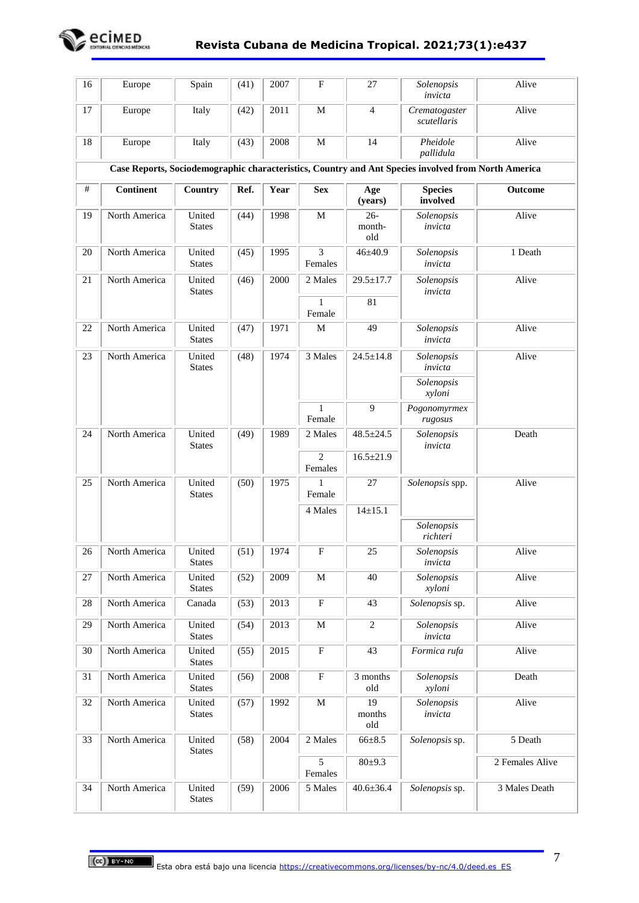| 16 | Europe | Spain | (41) | 2007 | F | 27 | *Solenopsis invicta* | Alive |
|---|---|---|---|---|---|---|---|---|
| 17 | Europe | Italy | (42) | 2011 | M | 4 | *Crematogaster scutellaris* | Alive |
| 18 | Europe | Italy | (43) | 2008 | M | 14 | *Pheidole pallidula* | Alive |
| **Case Reports, Sociodemographic characteristics, Country and Ant Species involved from North America** | | | | | | | | |
| **#** | **Continent** | **Country** | **Ref.** | **Year** | **Sex** | **Age (years)** | **Species involved** | **Outcome** |
| 19 | North America | United States | (44) | 1998 | M | 26-month-old | *Solenopsis invicta* | Alive |
| 20 | North America | United States | (45) | 1995 | 3 Females | 46±40.9 | *Solenopsis invicta* | 1 Death |
| 21 | North America | United States | (46) | 2000 | 2 Males | 29.5±17.7 | *Solenopsis invicta* | Alive |
| | | | | | 1 Female | 81 | | |
| 22 | North America | United States | (47) | 1971 | M | 49 | *Solenopsis invicta* | Alive |
| 23 | North America | United States | (48) | 1974 | 3 Males | 24.5±14.8 | *Solenopsis invicta* | Alive |
| | | | | | | | *Solenopsis xyloni* | |
| | | | | | 1 Female | 9 | *Pogonomyrmex rugosus* | |
| 24 | North America | United States | (49) | 1989 | 2 Males | 48.5±24.5 | *Solenopsis invicta* | Death |
| | | | | | 2 Females | 16.5±21.9 | | |
| 25 | North America | United States | (50) | 1975 | 1 Female | 27 | *Solenopsis* spp. | Alive |
| | | | | | 4 Males | 14±15.1 | | |
| | | | | | | | *Solenopsis richteri* | |
| 26 | North America | United States | (51) | 1974 | F | 25 | *Solenopsis invicta* | Alive |
| 27 | North America | United States | (52) | 2009 | M | 40 | *Solenopsis xyloni* | Alive |
| 28 | North America | Canada | (53) | 2013 | F | 43 | *Solenopsis* sp. | Alive |
| 29 | North America | United States | (54) | 2013 | M | 2 | *Solenopsis invicta* | Alive |
| 30 | North America | United States | (55) | 2015 | F | 43 | *Formica rufa* | Alive |
| 31 | North America | United States | (56) | 2008 | F | 3 months old | *Solenopsis xyloni* | Death |
| 32 | North America | United States | (57) | 1992 | M | 19 months old | *Solenopsis invicta* | Alive |
| 33 | North America | United States | (58) | 2004 | 2 Males | 66±8.5 | *Solenopsis* sp. | 5 Death |
| | | | | | 5 Females | 80±9.3 | | 2 Females Alive |
| 34 | North America | United States | (59) | 2006 | 5 Males | 40.6±36.4 | *Solenopsis* sp. | 3 Males Death |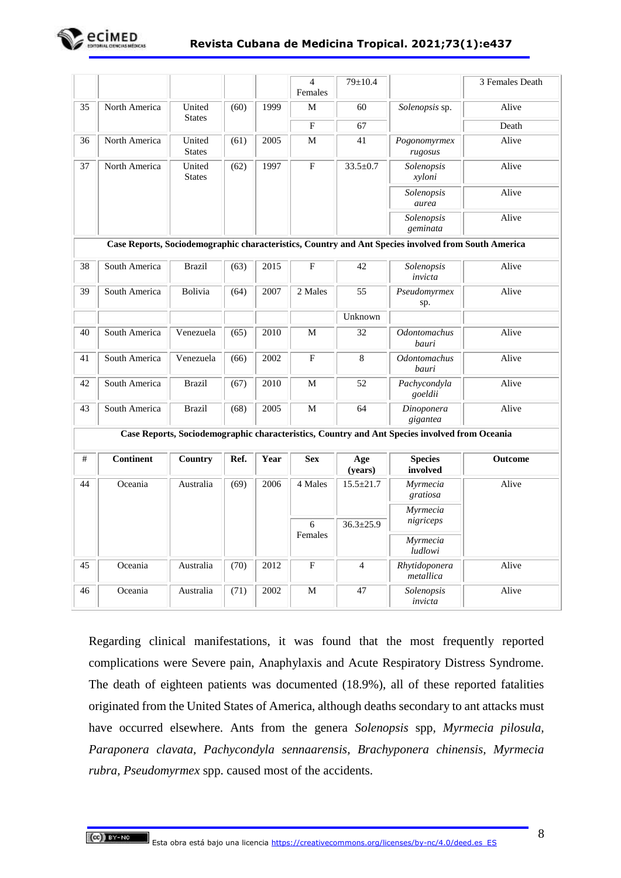| # | Continent | Country | Ref. | Year | Sex | Age (years) | Species involved | Outcome |
|---|---|---|---|---|---|---|---|---|
| | | | | | 4 Females | 79±10.4 | | 3 Females Death |
| 35 | North America | United States | (60) | 1999 | M | 60 | *Solenopsis* sp. | Alive |
| | | | | | F | 67 | | Death |
| 36 | North America | United States | (61) | 2005 | M | 41 | *Pogonomyrmex rugosus* | Alive |
| 37 | North America | United States | (62) | 1997 | F | 33.5±0.7 | *Solenopsis xyloni* | Alive |
| | | | | | | | *Solenopsis aurea* | Alive |
| | | | | | | | *Solenopsis geminata* | Alive |
| **Case Reports, Sociodemographic characteristics, Country and Ant Species involved from South America** | | | | | | | | |
| 38 | South America | Brazil | (63) | 2015 | F | 42 | *Solenopsis invicta* | Alive |
| 39 | South America | Bolivia | (64) | 2007 | 2 Males | 55 | *Pseudomyrmex* sp. | Alive |
| | | | | | | Unknown | | |
| 40 | South America | Venezuela | (65) | 2010 | M | 32 | *Odontomachus bauri* | Alive |
| 41 | South America | Venezuela | (66) | 2002 | F | 8 | *Odontomachus bauri* | Alive |
| 42 | South America | Brazil | (67) | 2010 | M | 52 | *Pachycondyla goeldii* | Alive |
| 43 | South America | Brazil | (68) | 2005 | M | 64 | *Dinoponera gigantea* | Alive |
| **Case Reports, Sociodemographic characteristics, Country and Ant Species involved from Oceania** | | | | | | | | |
| **#** | **Continent** | **Country** | **Ref.** | **Year** | **Sex** | **Age (years)** | **Species involved** | **Outcome** |
| 44 | Oceania | Australia | (69) | 2006 | 4 Males | 15.5±21.7 | *Myrmecia gratiosa* | Alive |
| | | | | | 6 Females | 36.3±25.9 | *Myrmecia nigriceps* | |
| | | | | | | | *Myrmecia ludlowi* | |
| 45 | Oceania | Australia | (70) | 2012 | F | 4 | *Rhytidoponera metallica* | Alive |
| 46 | Oceania | Australia | (71) | 2002 | M | 47 | *Solenopsis invicta* | Alive |

Regarding clinical manifestations, it was found that the most frequently reported complications were Severe pain, Anaphylaxis and Acute Respiratory Distress Syndrome. The death of eighteen patients was documented (18.9%), all of these reported fatalities originated from the United States of America, although deaths secondary to ant attacks must have occurred elsewhere. Ants from the genera *Solenopsis* spp, *Myrmecia pilosula, Paraponera clavata, Pachycondyla sennaarensis, Brachyponera chinensis, Myrmecia rubra, Pseudomyrmex* spp. caused most of the accidents.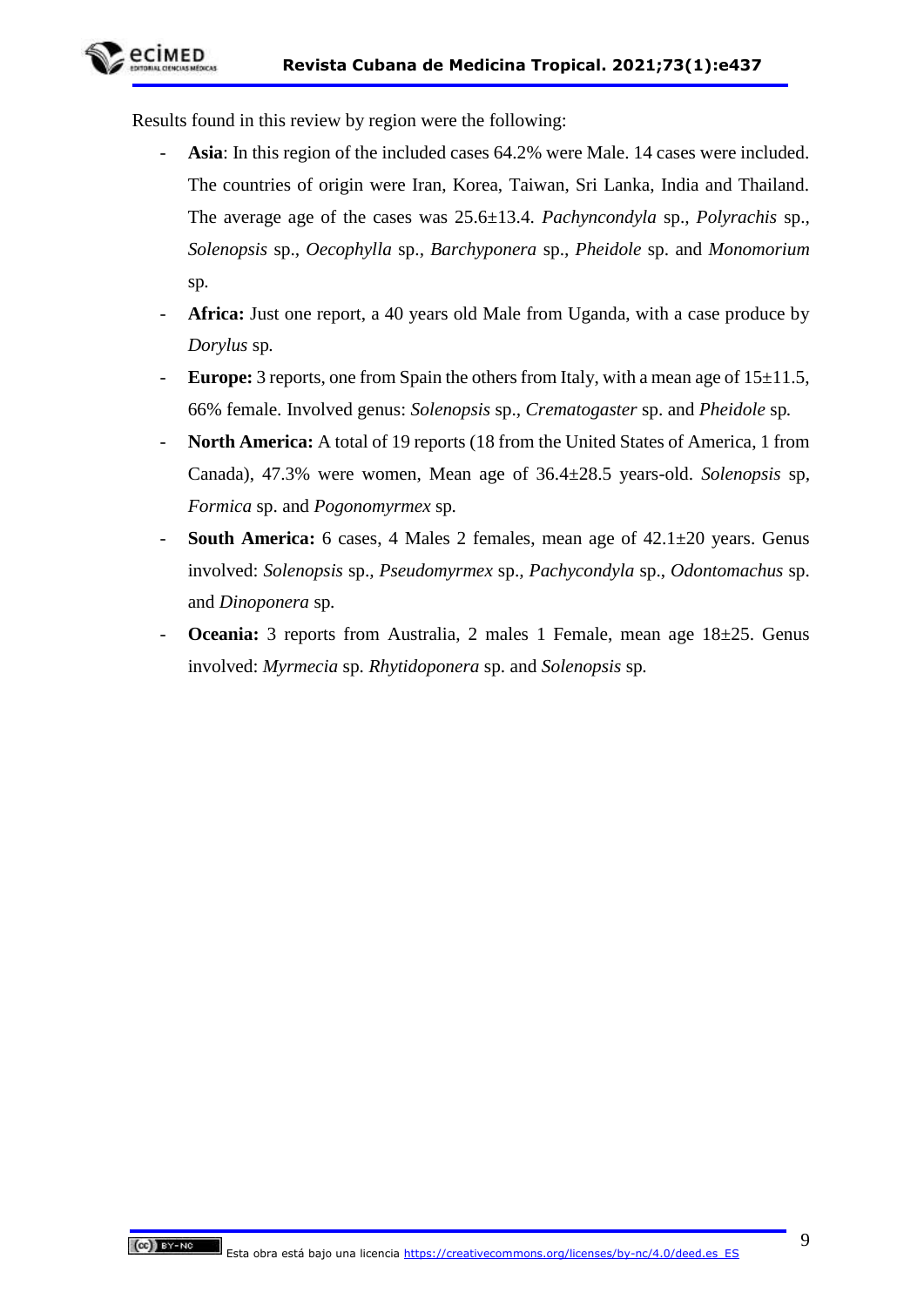Results found in this review by region were the following:

- **Asia**: In this region of the included cases 64.2% were Male. 14 cases were included. The countries of origin were Iran, Korea, Taiwan, Sri Lanka, India and Thailand. The average age of the cases was 25.6±13.4. *Pachyncondyla* sp., *Polyrachis* sp., *Solenopsis* sp., *Oecophylla* sp., *Barchyponera* sp., *Pheidole* sp. and *Monomorium* sp.
- **Africa:** Just one report, a 40 years old Male from Uganda, with a case produce by *Dorylus* sp.
- **Europe:** 3 reports, one from Spain the others from Italy, with a mean age of 15±11.5, 66% female. Involved genus: *Solenopsis* sp., *Crematogaster* sp. and *Pheidole* sp.
- **North America:** A total of 19 reports (18 from the United States of America, 1 from Canada), 47.3% were women, Mean age of 36.4±28.5 years-old. *Solenopsis* sp, *Formica* sp. and *Pogonomyrmex* sp.
- **South America:** 6 cases, 4 Males 2 females, mean age of 42.1±20 years. Genus involved: *Solenopsis* sp., *Pseudomyrmex* sp., *Pachycondyla* sp., *Odontomachus* sp. and *Dinoponera* sp.
- **Oceania:** 3 reports from Australia, 2 males 1 Female, mean age 18±25. Genus involved: *Myrmecia* sp. *Rhytidoponera* sp. and *Solenopsis* sp.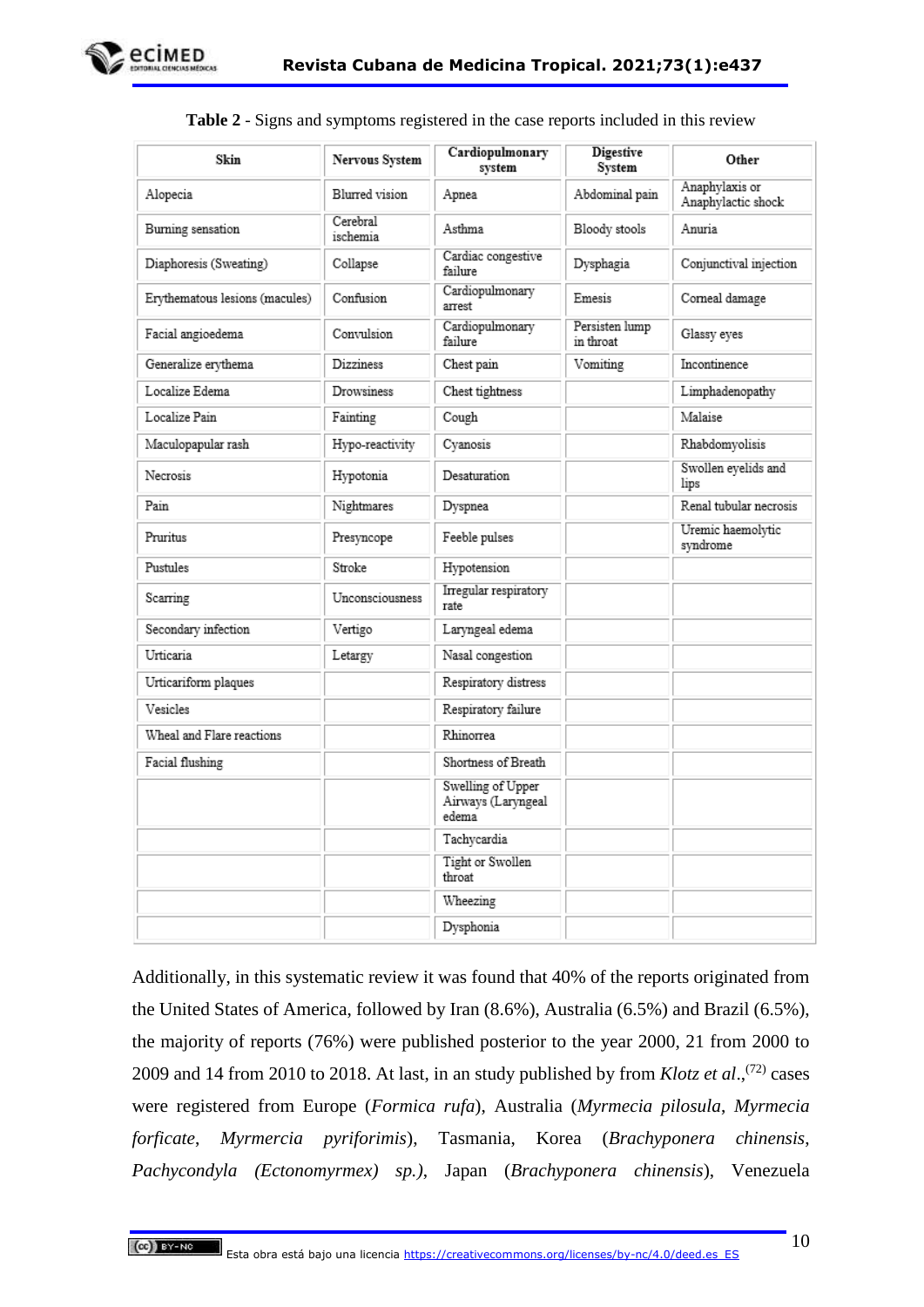**Table 2** - Signs and symptoms registered in the case reports included in this review

| Skin | Nervous System | Cardiopulmonary system | Digestive System | Other |
|---|---|---|---|---|
| Alopecia | Blurred vision | Apnea | Abdominal pain | Anaphylaxis or Anaphylactic shock |
| Burning sensation | Cerebral ischemia | Asthma | Bloody stools | Anuria |
| Diaphoresis (Sweating) | Collapse | Cardiac congestive failure | Dysphagia | Conjunctival injection |
| Erythematous lesions (macules) | Confusion | Cardiopulmonary arrest | Emesis | Corneal damage |
| Facial angioedema | Convulsion | Cardiopulmonary failure | Persisten lump in throat | Glassy eyes |
| Generalize erythema | Dizziness | Chest pain | Vomiting | Incontinence |
| Localize Edema | Drowsiness | Chest tightness | | Limphadenopathy |
| Localize Pain | Fainting | Cough | | Malaise |
| Maculopapular rash | Hypo-reactivity | Cyanosis | | Rhabdomyolisis |
| Necrosis | Hypotonia | Desaturation | | Swollen eyelids and lips |
| Pain | Nightmares | Dyspnea | | Renal tubular necrosis |
| Pruritus | Presyncope | Feeble pulses | | Uremic haemolytic syndrome |
| Pustules | Stroke | Hypotension | | |
| Scarring | Unconsciousness | Irregular respiratory rate | | |
| Secondary infection | Vertigo | Laryngeal edema | | |
| Urticaria | Letargy | Nasal congestion | | |
| Urticariform plaques | | Respiratory distress | | |
| Vesicles | | Respiratory failure | | |
| Wheal and Flare reactions | | Rhinorrea | | |
| Facial flushing | | Shortness of Breath | | |
| | | Swelling of Upper Airways (Laryngeal edema | | |
| | | Tachycardia | | |
| | | Tight or Swollen throat | | |
| | | Wheezing | | |
| | | Dysphonia | | |

Additionally, in this systematic review it was found that 40% of the reports originated from the United States of America, followed by Iran (8.6%), Australia (6.5%) and Brazil (6.5%), the majority of reports (76%) were published posterior to the year 2000, 21 from 2000 to 2009 and 14 from 2010 to 2018. At last, in an study published by from *Klotz et al*.,[(72)] cases were registered from Europe (*Formica rufa*), Australia (*Myrmecia pilosula*, *Myrmecia forficate*, *Myrmercia pyriforimis*), Tasmania, Korea (*Brachyponera chinensis*, *Pachycondyla (Ectonomyrmex) sp.)*, Japan (*Brachyponera chinensis*), Venezuela

Esta obra está bajo una licencia https://creativecommons.org/licenses/by-nc/4.0/deed.es_ES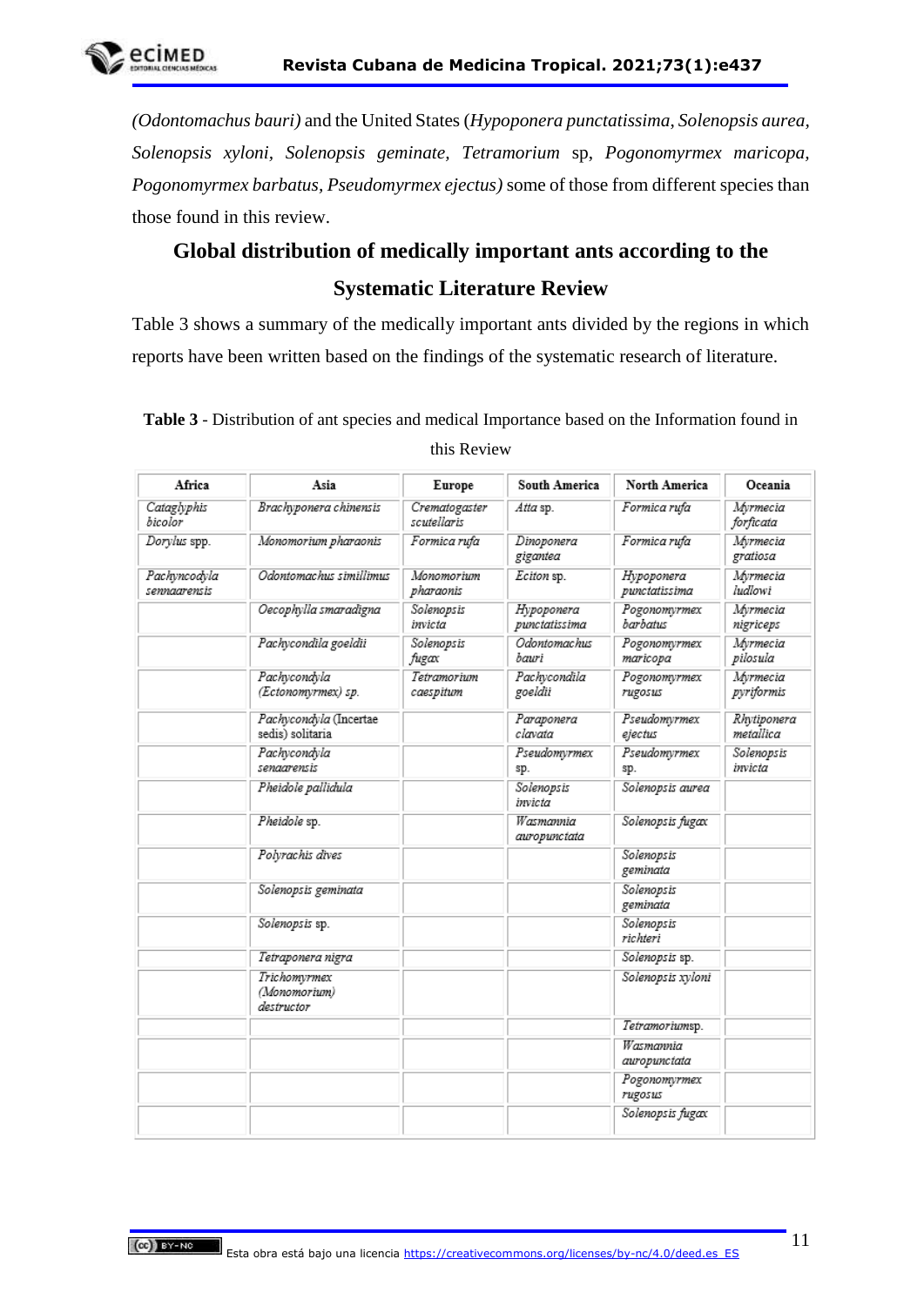*(Odontomachus bauri)* and the United States (*Hypoponera punctatissima*, *Solenopsis aurea*, *Solenopsis xyloni*, *Solenopsis geminate*, *Tetramorium* sp, *Pogonomyrmex maricopa*, *Pogonomyrmex barbatus*, *Pseudomyrmex ejectus)* some of those from different species than those found in this review.

## Global distribution of medically important ants according to the Systematic Literature Review

Table 3 shows a summary of the medically important ants divided by the regions in which reports have been written based on the findings of the systematic research of literature.

**Table 3** - Distribution of ant species and medical Importance based on the Information found in this Review

| Africa | Asia | Europe | South America | North America | Oceania |
|---|---|---|---|---|---|
| *Cataglyphis bicolor* | *Brachyponera chinensis* | *Crematogaster scutellaris* | *Atta* sp. | *Formica rufa* | *Myrmecia forficata* |
| *Dorylus* spp. | *Monomorium pharaonis* | *Formica rufa* | *Dinoponera gigantea* | *Formica rufa* | *Myrmecia gratiosa* |
| *Pachyncodyla sennaarensis* | *Odontomachus simillimus* | *Monomorium pharaonis* | *Eciton* sp. | *Hypoponera punctatissima* | *Myrmecia ludlowi* |
| | *Oecophylla smaradigna* | *Solenopsis invicta* | *Hypoponera punctatissima* | *Pogonomyrmex barbatus* | *Myrmecia nigriceps* |
| | *Pachycondila goeldii* | *Solenopsis fugax* | *Odontomachus bauri* | *Pogonomyrmex maricopa* | *Myrmecia pilosula* |
| | *Pachycondyla (Ectonomyrmex) sp.* | *Tetramorium caespitum* | *Pachycondila goeldii* | *Pogonomyrmex rugosus* | *Myrmecia pyriformis* |
| | *Pachycondyla* (Incertae sedis) solitaria | | *Paraponera clavata* | *Pseudomyrmex ejectus* | *Rhytiponera metallica* |
| | *Pachycondyla senaarensis* | | *Pseudomyrmex* sp. | *Pseudomyrmex* sp. | *Solenopsis invicta* |
| | *Pheidole pallidula* | | *Solenopsis invicta* | *Solenopsis aurea* | |
| | *Pheidole* sp. | | *Wasmannia auropunctata* | *Solenopsis fugax* | |
| | *Polyrachis dives* | | | *Solenopsis geminata* | |
| | *Solenopsis geminata* | | | *Solenopsis geminata* | |
| | *Solenopsis* sp. | | | *Solenopsis richteri* | |
| | *Tetraponera nigra* | | | *Solenopsis* sp. | |
| | *Trichomyrmex (Monomorium) destructor* | | | *Solenopsis xyloni* | |
| | | | | *Tetramorium*sp. | |
| | | | | *Wasmannia auropunctata* | |
| | | | | *Pogonomyrmex rugosus* | |
| | | | | *Solenopsis fugax* | |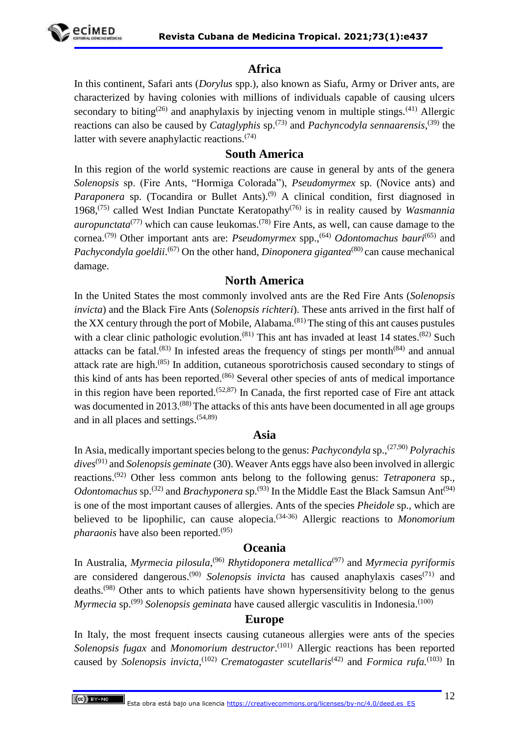## Africa

In this continent, Safari ants (*Dorylus* spp.), also known as Siafu, Army or Driver ants, are characterized by having colonies with millions of individuals capable of causing ulcers secondary to biting[26] and anaphylaxis by injecting venom in multiple stings.[41] Allergic reactions can also be caused by *Cataglyphis* sp.[73] and *Pachyncodyla sennaarensis*,[39] the latter with severe anaphylactic reactions.[74]

## South America

In this region of the world systemic reactions are cause in general by ants of the genera *Solenopsis* sp. (Fire Ants, "Hormiga Colorada"), *Pseudomyrmex* sp. (Novice ants) and *Paraponera* sp. (Tocandira or Bullet Ants).[9] A clinical condition, first diagnosed in 1968,[75] called West Indian Punctate Keratopathy[76] is in reality caused by *Wasmannia auropunctata*[77] which can cause leukomas.[78] Fire Ants, as well, can cause damage to the cornea.[79] Other important ants are: *Pseudomyrmex* spp.,[64] *Odontomachus bauri*[65] and *Pachycondyla goeldii*.[67] On the other hand, *Dinoponera gigantea*[80] can cause mechanical damage.

## North America

In the United States the most commonly involved ants are the Red Fire Ants (*Solenopsis invicta*) and the Black Fire Ants (*Solenopsis richteri*). These ants arrived in the first half of the XX century through the port of Mobile, Alabama.[81] The sting of this ant causes pustules with a clear clinic pathologic evolution.[81] This ant has invaded at least 14 states.[82] Such attacks can be fatal.[83] In infested areas the frequency of stings per month[84] and annual attack rate are high.[85] In addition, cutaneous sporotrichosis caused secondary to stings of this kind of ants has been reported.[86] Several other species of ants of medical importance in this region have been reported.[52,87] In Canada, the first reported case of Fire ant attack was documented in 2013.[88] The attacks of this ants have been documented in all age groups and in all places and settings.[54,89]

## Asia

In Asia, medically important species belong to the genus: *Pachycondyla* sp.,[27,90] *Polyrachis dives*[91] and *Solenopsis geminate* (30). Weaver Ants eggs have also been involved in allergic reactions.[92] Other less common ants belong to the following genus: *Tetraponera* sp., *Odontomachus* sp.[32] and *Brachyponera* sp.[93] In the Middle East the Black Samsun Ant[94] is one of the most important causes of allergies. Ants of the species *Pheidole* sp., which are believed to be lipophilic, can cause alopecia.[34-36] Allergic reactions to *Monomorium pharaonis* have also been reported.[95]

## Oceania

In Australia, *Myrmecia pilosula*,[96] *Rhytidoponera metallica*[97] and *Myrmecia pyriformis* are considered dangerous.[90] *Solenopsis invicta* has caused anaphylaxis cases[71] and deaths.[98] Other ants to which patients have shown hypersensitivity belong to the genus *Myrmecia* sp.[99] *Solenopsis geminata* have caused allergic vasculitis in Indonesia.[100]

## Europe

In Italy, the most frequent insects causing cutaneous allergies were ants of the species *Solenopsis fugax* and *Monomorium destructor*.[101] Allergic reactions has been reported caused by *Solenopsis invicta*,[102] *Crematogaster scutellaris*[42] and *Formica rufa.*[103] In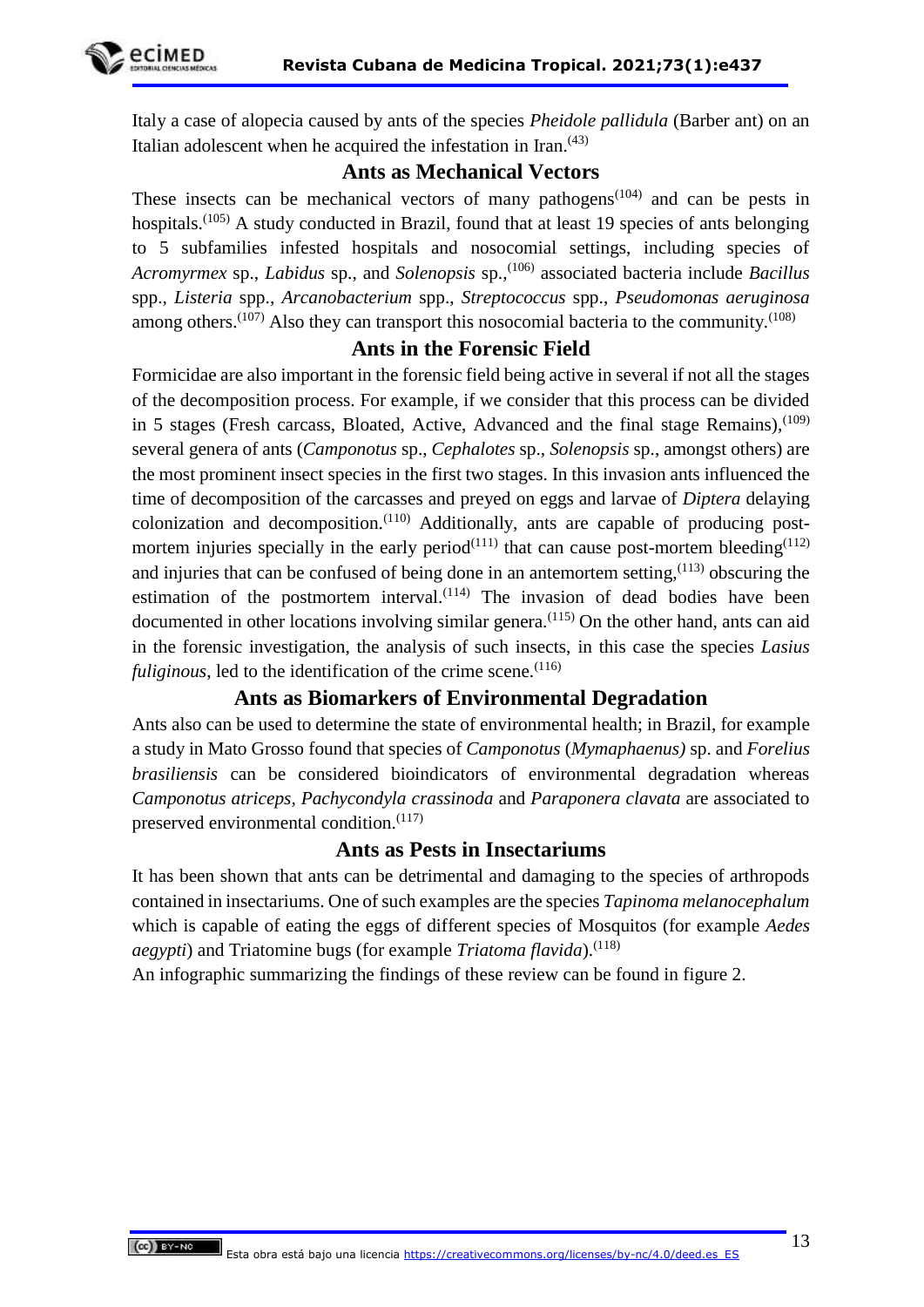Italy a case of alopecia caused by ants of the species *Pheidole pallidula* (Barber ant) on an Italian adolescent when he acquired the infestation in Iran.[43]

## Ants as Mechanical Vectors

These insects can be mechanical vectors of many pathogens[104] and can be pests in hospitals.[105] A study conducted in Brazil, found that at least 19 species of ants belonging to 5 subfamilies infested hospitals and nosocomial settings, including species of *Acromyrmex* sp., *Labidus* sp., and *Solenopsis* sp.,[106] associated bacteria include *Bacillus* spp., *Listeria* spp., *Arcanobacterium* spp., *Streptococcus* spp., *Pseudomonas aeruginosa* among others.[107] Also they can transport this nosocomial bacteria to the community.[108]

## Ants in the Forensic Field

Formicidae are also important in the forensic field being active in several if not all the stages of the decomposition process. For example, if we consider that this process can be divided in 5 stages (Fresh carcass, Bloated, Active, Advanced and the final stage Remains),[109] several genera of ants (*Camponotus* sp., *Cephalotes* sp., *Solenopsis* sp., amongst others) are the most prominent insect species in the first two stages. In this invasion ants influenced the time of decomposition of the carcasses and preyed on eggs and larvae of *Diptera* delaying colonization and decomposition.[110] Additionally, ants are capable of producing post-mortem injuries specially in the early period[111] that can cause post-mortem bleeding[112] and injuries that can be confused of being done in an antemortem setting,[113] obscuring the estimation of the postmortem interval.[114] The invasion of dead bodies have been documented in other locations involving similar genera.[115] On the other hand, ants can aid in the forensic investigation, the analysis of such insects, in this case the species *Lasius fuliginous*, led to the identification of the crime scene.[116]

## Ants as Biomarkers of Environmental Degradation

Ants also can be used to determine the state of environmental health; in Brazil, for example a study in Mato Grosso found that species of *Camponotus* (*Mymaphaenus)* sp. and *Forelius brasiliensis* can be considered bioindicators of environmental degradation whereas *Camponotus atriceps*, *Pachycondyla crassinoda* and *Paraponera clavata* are associated to preserved environmental condition.[117]

## Ants as Pests in Insectariums

It has been shown that ants can be detrimental and damaging to the species of arthropods contained in insectariums. One of such examples are the species *Tapinoma melanocephalum* which is capable of eating the eggs of different species of Mosquitos (for example *Aedes aegypti*) and Triatomine bugs (for example *Triatoma flavida*).[118]

An infographic summarizing the findings of these review can be found in figure 2.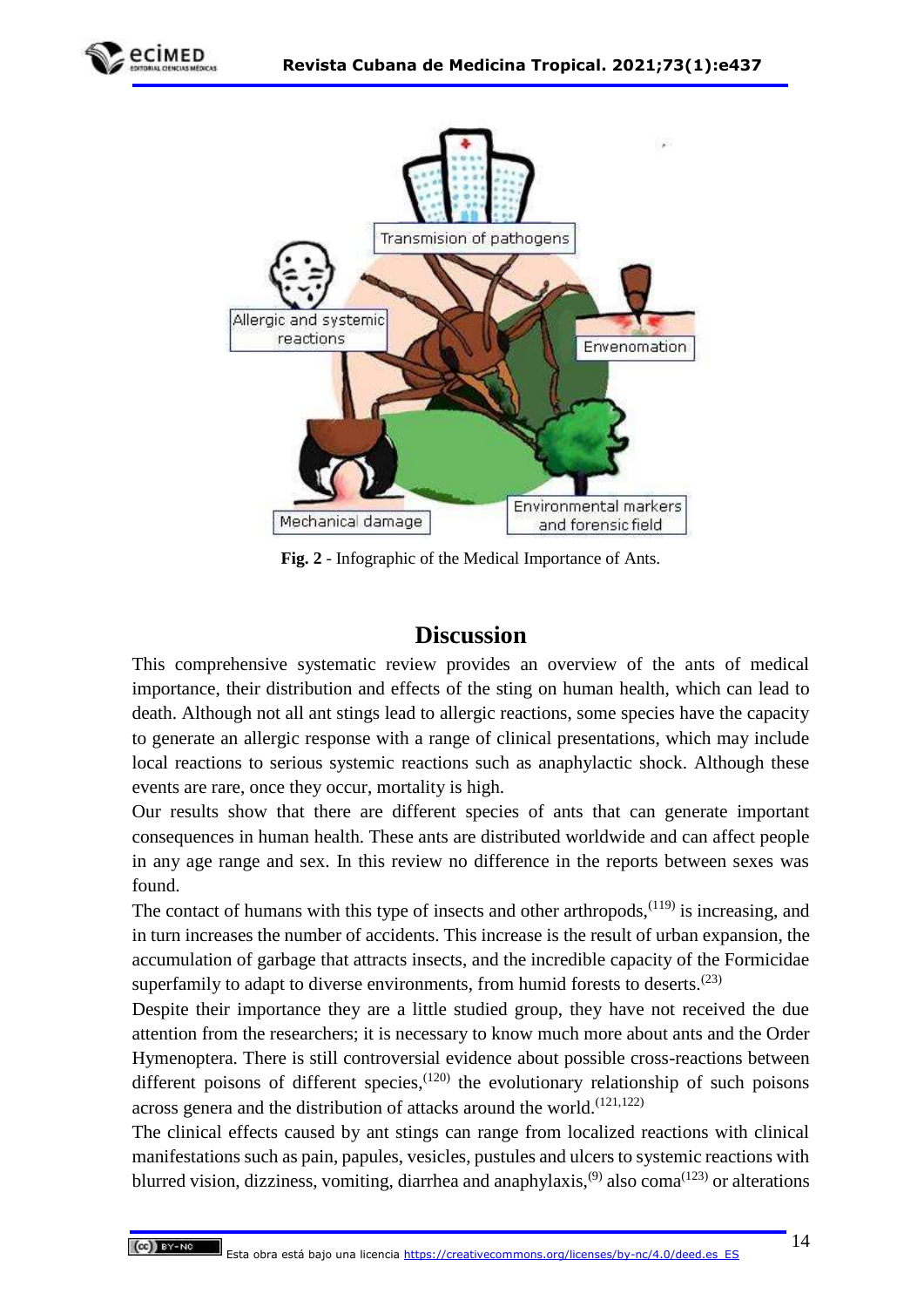Fig. 2 - Infographic of the Medical Importance of Ants.

## Discussion

This comprehensive systematic review provides an overview of the ants of medical importance, their distribution and effects of the sting on human health, which can lead to death. Although not all ant stings lead to allergic reactions, some species have the capacity to generate an allergic response with a range of clinical presentations, which may include local reactions to serious systemic reactions such as anaphylactic shock. Although these events are rare, once they occur, mortality is high.

Our results show that there are different species of ants that can generate important consequences in human health. These ants are distributed worldwide and can affect people in any age range and sex. In this review no difference in the reports between sexes was found.

The contact of humans with this type of insects and other arthropods,[119] is increasing, and in turn increases the number of accidents. This increase is the result of urban expansion, the accumulation of garbage that attracts insects, and the incredible capacity of the Formicidae superfamily to adapt to diverse environments, from humid forests to deserts.[23]

Despite their importance they are a little studied group, they have not received the due attention from the researchers; it is necessary to know much more about ants and the Order Hymenoptera. There is still controversial evidence about possible cross-reactions between different poisons of different species,[120] the evolutionary relationship of such poisons across genera and the distribution of attacks around the world.[121,122]

The clinical effects caused by ant stings can range from localized reactions with clinical manifestations such as pain, papules, vesicles, pustules and ulcers to systemic reactions with blurred vision, dizziness, vomiting, diarrhea and anaphylaxis,[9] also coma[123] or alterations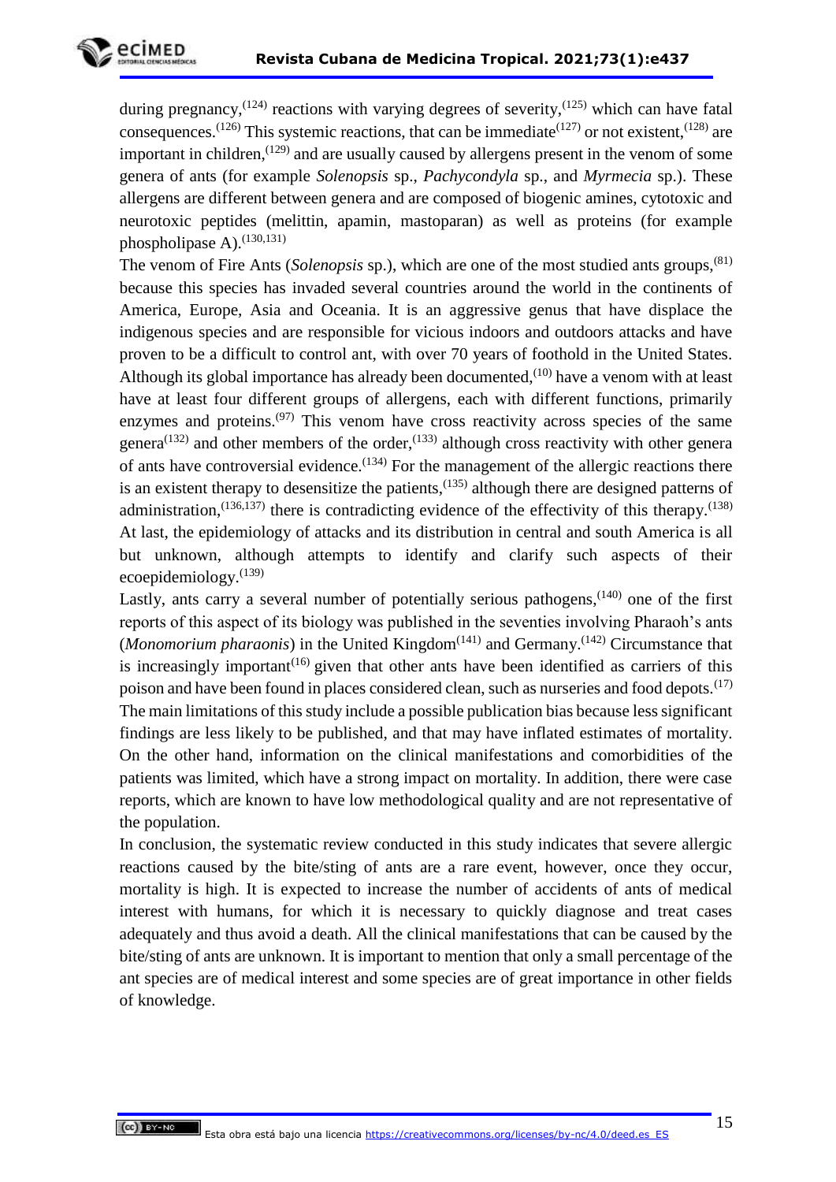during pregnancy,[124] reactions with varying degrees of severity,[125] which can have fatal consequences.[126] This systemic reactions, that can be immediate[127] or not existent,[128] are important in children,[129] and are usually caused by allergens present in the venom of some genera of ants (for example *Solenopsis* sp., *Pachycondyla* sp., and *Myrmecia* sp.). These allergens are different between genera and are composed of biogenic amines, cytotoxic and neurotoxic peptides (melittin, apamin, mastoparan) as well as proteins (for example phospholipase A).[130,131]

The venom of Fire Ants (*Solenopsis* sp.), which are one of the most studied ants groups,[81] because this species has invaded several countries around the world in the continents of America, Europe, Asia and Oceania. It is an aggressive genus that have displace the indigenous species and are responsible for vicious indoors and outdoors attacks and have proven to be a difficult to control ant, with over 70 years of foothold in the United States. Although its global importance has already been documented,[10] have a venom with at least have at least four different groups of allergens, each with different functions, primarily enzymes and proteins.[97] This venom have cross reactivity across species of the same genera[132] and other members of the order,[133] although cross reactivity with other genera of ants have controversial evidence.[134] For the management of the allergic reactions there is an existent therapy to desensitize the patients,[135] although there are designed patterns of administration,[136,137] there is contradicting evidence of the effectivity of this therapy.[138] At last, the epidemiology of attacks and its distribution in central and south America is all but unknown, although attempts to identify and clarify such aspects of their ecoepidemiology.[139]

Lastly, ants carry a several number of potentially serious pathogens,[140] one of the first reports of this aspect of its biology was published in the seventies involving Pharaoh's ants (*Monomorium pharaonis*) in the United Kingdom[141] and Germany.[142] Circumstance that is increasingly important[16] given that other ants have been identified as carriers of this poison and have been found in places considered clean, such as nurseries and food depots.[17]

The main limitations of this study include a possible publication bias because less significant findings are less likely to be published, and that may have inflated estimates of mortality. On the other hand, information on the clinical manifestations and comorbidities of the patients was limited, which have a strong impact on mortality. In addition, there were case reports, which are known to have low methodological quality and are not representative of the population.

In conclusion, the systematic review conducted in this study indicates that severe allergic reactions caused by the bite/sting of ants are a rare event, however, once they occur, mortality is high. It is expected to increase the number of accidents of ants of medical interest with humans, for which it is necessary to quickly diagnose and treat cases adequately and thus avoid a death. All the clinical manifestations that can be caused by the bite/sting of ants are unknown. It is important to mention that only a small percentage of the ant species are of medical interest and some species are of great importance in other fields of knowledge.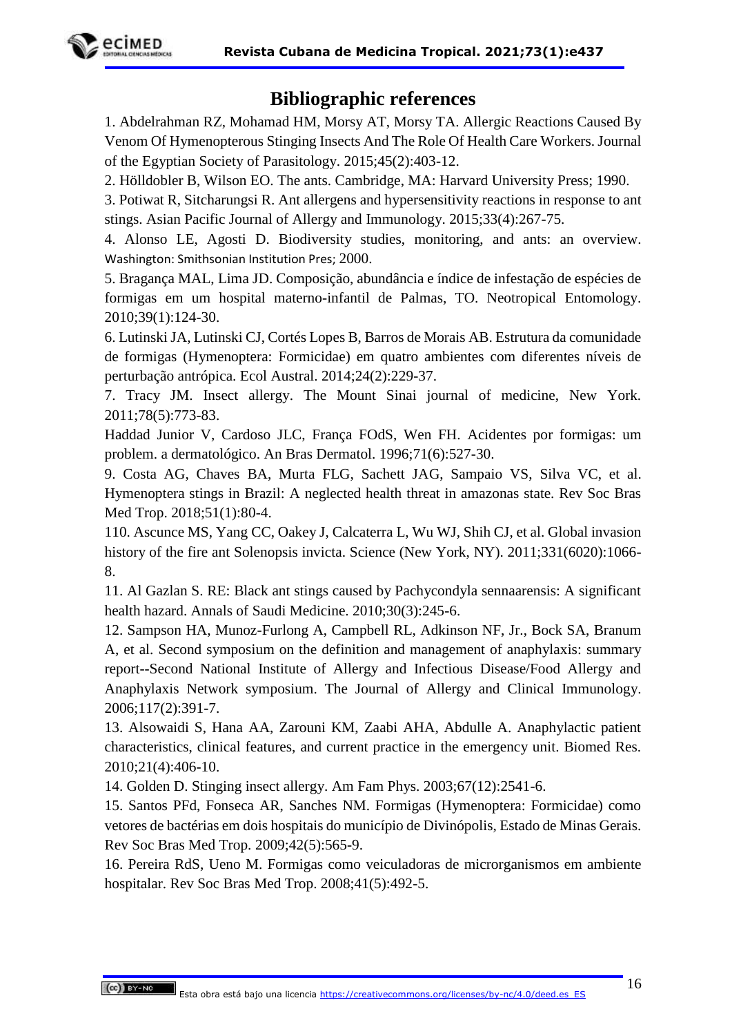## Bibliographic references

1. Abdelrahman RZ, Mohamad HM, Morsy AT, Morsy TA. Allergic Reactions Caused By Venom Of Hymenopterous Stinging Insects And The Role Of Health Care Workers. Journal of the Egyptian Society of Parasitology. 2015;45(2):403-12.

2. Hölldobler B, Wilson EO. The ants. Cambridge, MA: Harvard University Press; 1990.

3. Potiwat R, Sitcharungsi R. Ant allergens and hypersensitivity reactions in response to ant stings. Asian Pacific Journal of Allergy and Immunology. 2015;33(4):267-75.

4. Alonso LE, Agosti D. Biodiversity studies, monitoring, and ants: an overview. Washington: Smithsonian Institution Pres; 2000.

5. Bragança MAL, Lima JD. Composição, abundância e índice de infestação de espécies de formigas em um hospital materno-infantil de Palmas, TO. Neotropical Entomology. 2010;39(1):124-30.

6. Lutinski JA, Lutinski CJ, Cortés Lopes B, Barros de Morais AB. Estrutura da comunidade de formigas (Hymenoptera: Formicidae) em quatro ambientes com diferentes níveis de perturbação antrópica. Ecol Austral. 2014;24(2):229-37.

7. Tracy JM. Insect allergy. The Mount Sinai journal of medicine, New York. 2011;78(5):773-83.

Haddad Junior V, Cardoso JLC, França FOdS, Wen FH. Acidentes por formigas: um problem. a dermatológico. An Bras Dermatol. 1996;71(6):527-30.

9. Costa AG, Chaves BA, Murta FLG, Sachett JAG, Sampaio VS, Silva VC, et al. Hymenoptera stings in Brazil: A neglected health threat in amazonas state. Rev Soc Bras Med Trop. 2018;51(1):80-4.

110. Ascunce MS, Yang CC, Oakey J, Calcaterra L, Wu WJ, Shih CJ, et al. Global invasion history of the fire ant Solenopsis invicta. Science (New York, NY). 2011;331(6020):1066-8.

11. Al Gazlan S. RE: Black ant stings caused by Pachycondyla sennaarensis: A significant health hazard. Annals of Saudi Medicine. 2010;30(3):245-6.

12. Sampson HA, Munoz-Furlong A, Campbell RL, Adkinson NF, Jr., Bock SA, Branum A, et al. Second symposium on the definition and management of anaphylaxis: summary report--Second National Institute of Allergy and Infectious Disease/Food Allergy and Anaphylaxis Network symposium. The Journal of Allergy and Clinical Immunology. 2006;117(2):391-7.

13. Alsowaidi S, Hana AA, Zarouni KM, Zaabi AHA, Abdulle A. Anaphylactic patient characteristics, clinical features, and current practice in the emergency unit. Biomed Res. 2010;21(4):406-10.

14. Golden D. Stinging insect allergy. Am Fam Phys. 2003;67(12):2541-6.

15. Santos PFd, Fonseca AR, Sanches NM. Formigas (Hymenoptera: Formicidae) como vetores de bactérias em dois hospitais do município de Divinópolis, Estado de Minas Gerais. Rev Soc Bras Med Trop. 2009;42(5):565-9.

16. Pereira RdS, Ueno M. Formigas como veiculadoras de microrganismos em ambiente hospitalar. Rev Soc Bras Med Trop. 2008;41(5):492-5.

Esta obra está bajo una licencia https://creativecommons.org/licenses/by-nc/4.0/deed.es_ES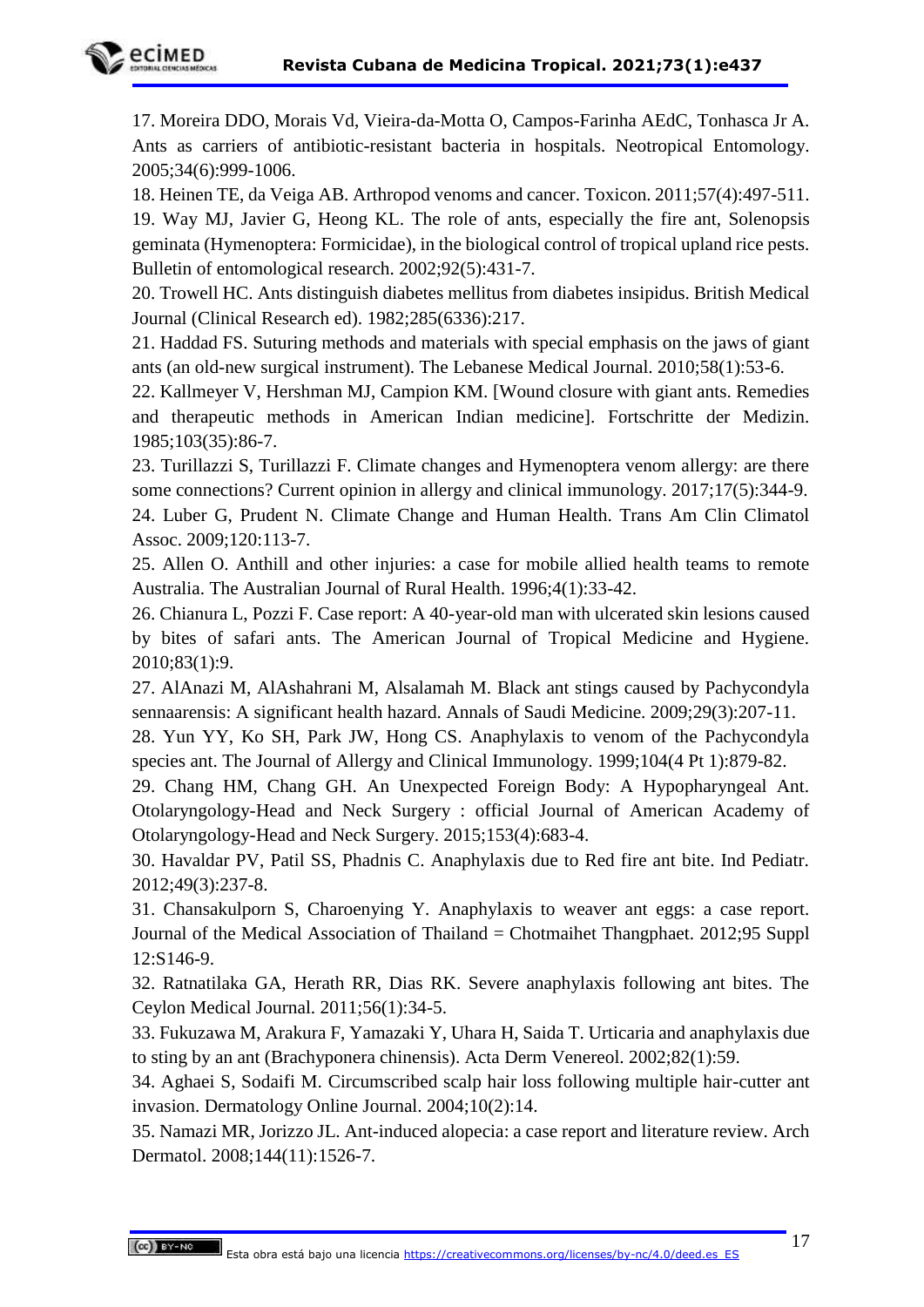17. Moreira DDO, Morais Vd, Vieira-da-Motta O, Campos-Farinha AEdC, Tonhasca Jr A. Ants as carriers of antibiotic-resistant bacteria in hospitals. Neotropical Entomology. 2005;34(6):999-1006.

18. Heinen TE, da Veiga AB. Arthropod venoms and cancer. Toxicon. 2011;57(4):497-511.

19. Way MJ, Javier G, Heong KL. The role of ants, especially the fire ant, Solenopsis geminata (Hymenoptera: Formicidae), in the biological control of tropical upland rice pests. Bulletin of entomological research. 2002;92(5):431-7.

20. Trowell HC. Ants distinguish diabetes mellitus from diabetes insipidus. British Medical Journal (Clinical Research ed). 1982;285(6336):217.

21. Haddad FS. Suturing methods and materials with special emphasis on the jaws of giant ants (an old-new surgical instrument). The Lebanese Medical Journal. 2010;58(1):53-6.

22. Kallmeyer V, Hershman MJ, Campion KM. [Wound closure with giant ants. Remedies and therapeutic methods in American Indian medicine]. Fortschritte der Medizin. 1985;103(35):86-7.

23. Turillazzi S, Turillazzi F. Climate changes and Hymenoptera venom allergy: are there some connections? Current opinion in allergy and clinical immunology. 2017;17(5):344-9.

24. Luber G, Prudent N. Climate Change and Human Health. Trans Am Clin Climatol Assoc. 2009;120:113-7.

25. Allen O. Anthill and other injuries: a case for mobile allied health teams to remote Australia. The Australian Journal of Rural Health. 1996;4(1):33-42.

26. Chianura L, Pozzi F. Case report: A 40-year-old man with ulcerated skin lesions caused by bites of safari ants. The American Journal of Tropical Medicine and Hygiene. 2010;83(1):9.

27. AlAnazi M, AlAshahrani M, Alsalamah M. Black ant stings caused by Pachycondyla sennaarensis: A significant health hazard. Annals of Saudi Medicine. 2009;29(3):207-11.

28. Yun YY, Ko SH, Park JW, Hong CS. Anaphylaxis to venom of the Pachycondyla species ant. The Journal of Allergy and Clinical Immunology. 1999;104(4 Pt 1):879-82.

29. Chang HM, Chang GH. An Unexpected Foreign Body: A Hypopharyngeal Ant. Otolaryngology-Head and Neck Surgery : official Journal of American Academy of Otolaryngology-Head and Neck Surgery. 2015;153(4):683-4.

30. Havaldar PV, Patil SS, Phadnis C. Anaphylaxis due to Red fire ant bite. Ind Pediatr. 2012;49(3):237-8.

31. Chansakulporn S, Charoenying Y. Anaphylaxis to weaver ant eggs: a case report. Journal of the Medical Association of Thailand = Chotmaihet Thangphaet. 2012;95 Suppl 12:S146-9.

32. Ratnatilaka GA, Herath RR, Dias RK. Severe anaphylaxis following ant bites. The Ceylon Medical Journal. 2011;56(1):34-5.

33. Fukuzawa M, Arakura F, Yamazaki Y, Uhara H, Saida T. Urticaria and anaphylaxis due to sting by an ant (Brachyponera chinensis). Acta Derm Venereol. 2002;82(1):59.

34. Aghaei S, Sodaifi M. Circumscribed scalp hair loss following multiple hair-cutter ant invasion. Dermatology Online Journal. 2004;10(2):14.

35. Namazi MR, Jorizzo JL. Ant-induced alopecia: a case report and literature review. Arch Dermatol. 2008;144(11):1526-7.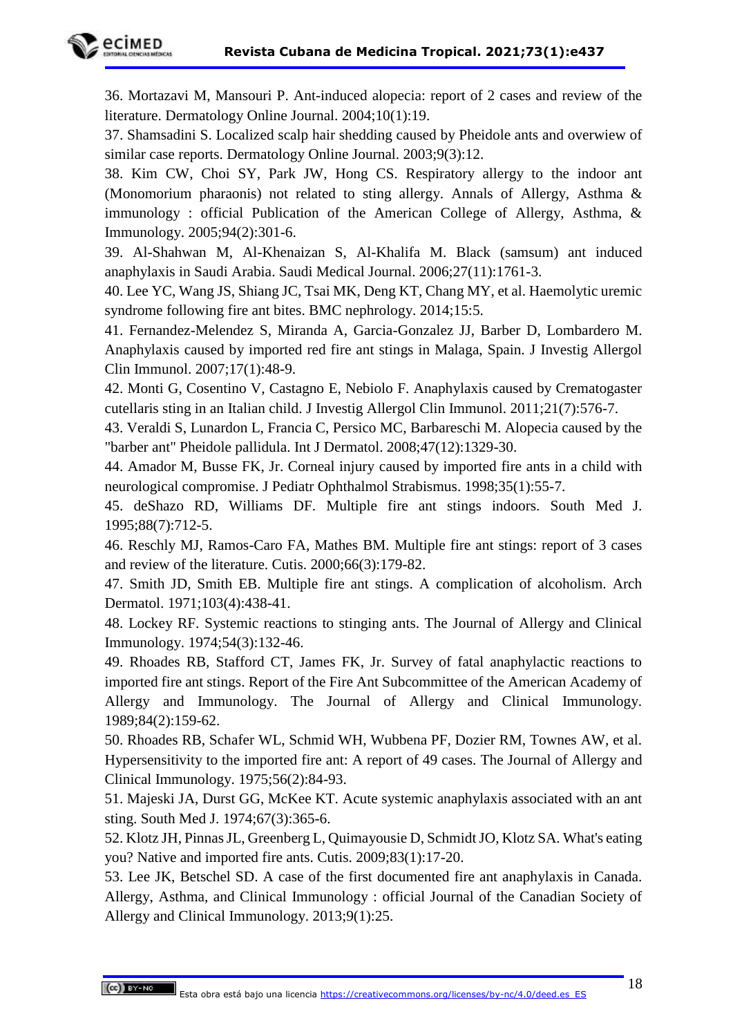36. Mortazavi M, Mansouri P. Ant-induced alopecia: report of 2 cases and review of the literature. Dermatology Online Journal. 2004;10(1):19.

37. Shamsadini S. Localized scalp hair shedding caused by Pheidole ants and overwiew of similar case reports. Dermatology Online Journal. 2003;9(3):12.

38. Kim CW, Choi SY, Park JW, Hong CS. Respiratory allergy to the indoor ant (Monomorium pharaonis) not related to sting allergy. Annals of Allergy, Asthma & immunology : official Publication of the American College of Allergy, Asthma, & Immunology. 2005;94(2):301-6.

39. Al-Shahwan M, Al-Khenaizan S, Al-Khalifa M. Black (samsum) ant induced anaphylaxis in Saudi Arabia. Saudi Medical Journal. 2006;27(11):1761-3.

40. Lee YC, Wang JS, Shiang JC, Tsai MK, Deng KT, Chang MY, et al. Haemolytic uremic syndrome following fire ant bites. BMC nephrology. 2014;15:5.

41. Fernandez-Melendez S, Miranda A, Garcia-Gonzalez JJ, Barber D, Lombardero M. Anaphylaxis caused by imported red fire ant stings in Malaga, Spain. J Investig Allergol Clin Immunol. 2007;17(1):48-9.

42. Monti G, Cosentino V, Castagno E, Nebiolo F. Anaphylaxis caused by Crematogaster cutellaris sting in an Italian child. J Investig Allergol Clin Immunol. 2011;21(7):576-7.

43. Veraldi S, Lunardon L, Francia C, Persico MC, Barbareschi M. Alopecia caused by the "barber ant" Pheidole pallidula. Int J Dermatol. 2008;47(12):1329-30.

44. Amador M, Busse FK, Jr. Corneal injury caused by imported fire ants in a child with neurological compromise. J Pediatr Ophthalmol Strabismus. 1998;35(1):55-7.

45. deShazo RD, Williams DF. Multiple fire ant stings indoors. South Med J. 1995;88(7):712-5.

46. Reschly MJ, Ramos-Caro FA, Mathes BM. Multiple fire ant stings: report of 3 cases and review of the literature. Cutis. 2000;66(3):179-82.

47. Smith JD, Smith EB. Multiple fire ant stings. A complication of alcoholism. Arch Dermatol. 1971;103(4):438-41.

48. Lockey RF. Systemic reactions to stinging ants. The Journal of Allergy and Clinical Immunology. 1974;54(3):132-46.

49. Rhoades RB, Stafford CT, James FK, Jr. Survey of fatal anaphylactic reactions to imported fire ant stings. Report of the Fire Ant Subcommittee of the American Academy of Allergy and Immunology. The Journal of Allergy and Clinical Immunology. 1989;84(2):159-62.

50. Rhoades RB, Schafer WL, Schmid WH, Wubbena PF, Dozier RM, Townes AW, et al. Hypersensitivity to the imported fire ant: A report of 49 cases. The Journal of Allergy and Clinical Immunology. 1975;56(2):84-93.

51. Majeski JA, Durst GG, McKee KT. Acute systemic anaphylaxis associated with an ant sting. South Med J. 1974;67(3):365-6.

52. Klotz JH, Pinnas JL, Greenberg L, Quimayousie D, Schmidt JO, Klotz SA. What's eating you? Native and imported fire ants. Cutis. 2009;83(1):17-20.

53. Lee JK, Betschel SD. A case of the first documented fire ant anaphylaxis in Canada. Allergy, Asthma, and Clinical Immunology : official Journal of the Canadian Society of Allergy and Clinical Immunology. 2013;9(1):25.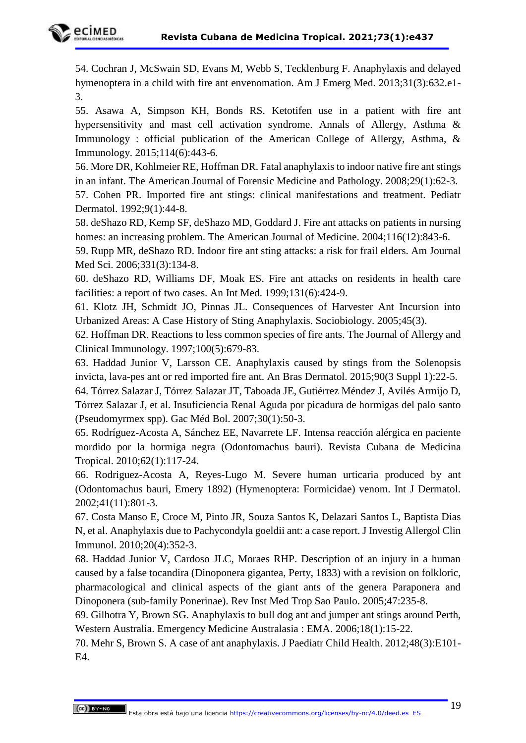54. Cochran J, McSwain SD, Evans M, Webb S, Tecklenburg F. Anaphylaxis and delayed hymenoptera in a child with fire ant envenomation. Am J Emerg Med. 2013;31(3):632.e1-3.

55. Asawa A, Simpson KH, Bonds RS. Ketotifen use in a patient with fire ant hypersensitivity and mast cell activation syndrome. Annals of Allergy, Asthma & Immunology : official publication of the American College of Allergy, Asthma, & Immunology. 2015;114(6):443-6.

56. More DR, Kohlmeier RE, Hoffman DR. Fatal anaphylaxis to indoor native fire ant stings in an infant. The American Journal of Forensic Medicine and Pathology. 2008;29(1):62-3.

57. Cohen PR. Imported fire ant stings: clinical manifestations and treatment. Pediatr Dermatol. 1992;9(1):44-8.

58. deShazo RD, Kemp SF, deShazo MD, Goddard J. Fire ant attacks on patients in nursing homes: an increasing problem. The American Journal of Medicine. 2004;116(12):843-6.

59. Rupp MR, deShazo RD. Indoor fire ant sting attacks: a risk for frail elders. Am Journal Med Sci. 2006;331(3):134-8.

60. deShazo RD, Williams DF, Moak ES. Fire ant attacks on residents in health care facilities: a report of two cases. An Int Med. 1999;131(6):424-9.

61. Klotz JH, Schmidt JO, Pinnas JL. Consequences of Harvester Ant Incursion into Urbanized Areas: A Case History of Sting Anaphylaxis. Sociobiology. 2005;45(3).

62. Hoffman DR. Reactions to less common species of fire ants. The Journal of Allergy and Clinical Immunology. 1997;100(5):679-83.

63. Haddad Junior V, Larsson CE. Anaphylaxis caused by stings from the Solenopsis invicta, lava-pes ant or red imported fire ant. An Bras Dermatol. 2015;90(3 Suppl 1):22-5.

64. Tórrez Salazar J, Tórrez Salazar JT, Taboada JE, Gutiérrez Méndez J, Avilés Armijo D, Tórrez Salazar J, et al. Insuficiencia Renal Aguda por picadura de hormigas del palo santo (Pseudomyrmex spp). Gac Méd Bol. 2007;30(1):50-3.

65. Rodríguez-Acosta A, Sánchez EE, Navarrete LF. Intensa reacción alérgica en paciente mordido por la hormiga negra (Odontomachus bauri). Revista Cubana de Medicina Tropical. 2010;62(1):117-24.

66. Rodriguez-Acosta A, Reyes-Lugo M. Severe human urticaria produced by ant (Odontomachus bauri, Emery 1892) (Hymenoptera: Formicidae) venom. Int J Dermatol. 2002;41(11):801-3.

67. Costa Manso E, Croce M, Pinto JR, Souza Santos K, Delazari Santos L, Baptista Dias N, et al. Anaphylaxis due to Pachycondyla goeldii ant: a case report. J Investig Allergol Clin Immunol. 2010;20(4):352-3.

68. Haddad Junior V, Cardoso JLC, Moraes RHP. Description of an injury in a human caused by a false tocandira (Dinoponera gigantea, Perty, 1833) with a revision on folkloric, pharmacological and clinical aspects of the giant ants of the genera Paraponera and Dinoponera (sub-family Ponerinae). Rev Inst Med Trop Sao Paulo. 2005;47:235-8.

69. Gilhotra Y, Brown SG. Anaphylaxis to bull dog ant and jumper ant stings around Perth, Western Australia. Emergency Medicine Australasia : EMA. 2006;18(1):15-22.

70. Mehr S, Brown S. A case of ant anaphylaxis. J Paediatr Child Health. 2012;48(3):E101-E4.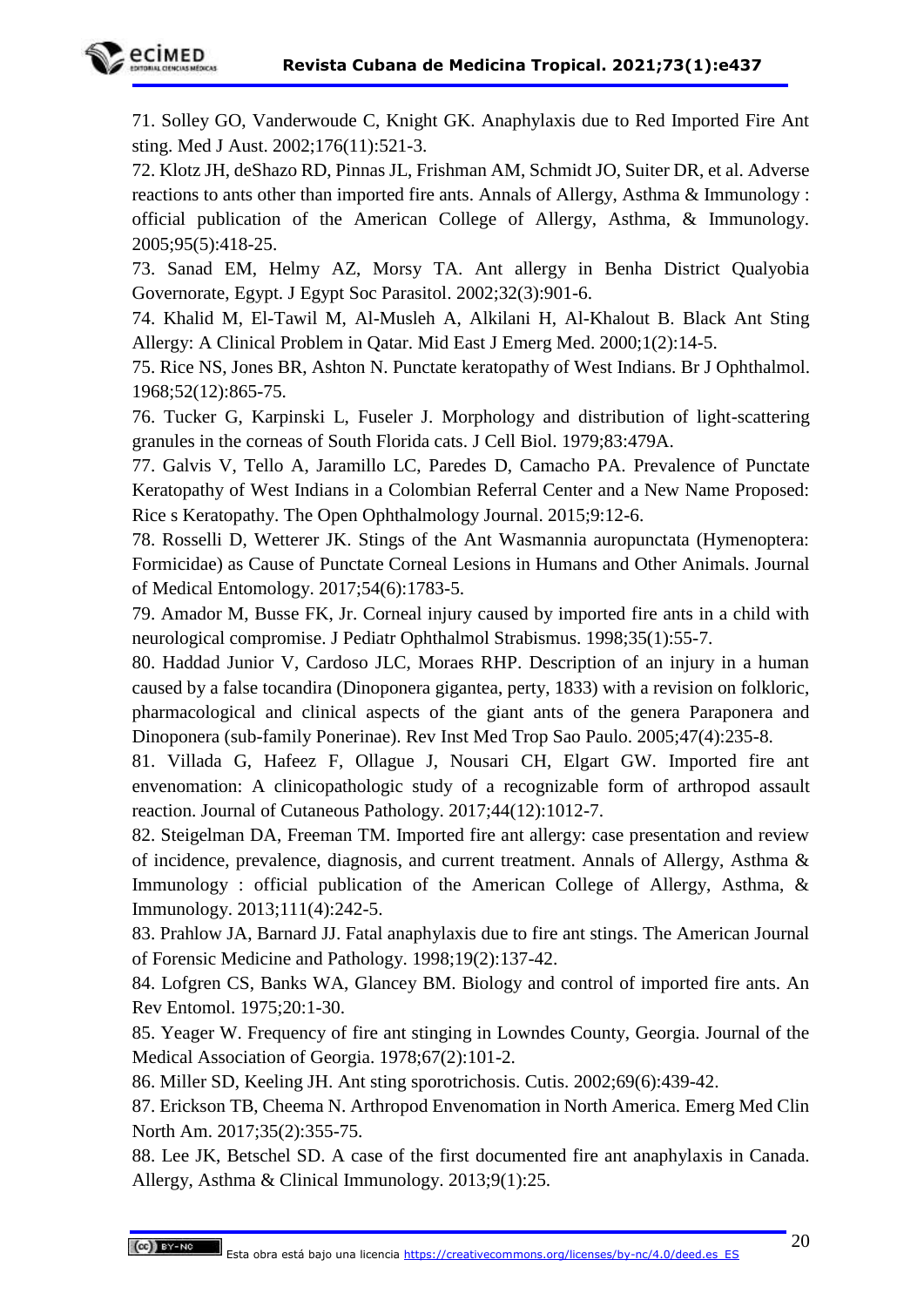71. Solley GO, Vanderwoude C, Knight GK. Anaphylaxis due to Red Imported Fire Ant sting. Med J Aust. 2002;176(11):521-3.

72. Klotz JH, deShazo RD, Pinnas JL, Frishman AM, Schmidt JO, Suiter DR, et al. Adverse reactions to ants other than imported fire ants. Annals of Allergy, Asthma & Immunology : official publication of the American College of Allergy, Asthma, & Immunology. 2005;95(5):418-25.

73. Sanad EM, Helmy AZ, Morsy TA. Ant allergy in Benha District Qualyobia Governorate, Egypt. J Egypt Soc Parasitol. 2002;32(3):901-6.

74. Khalid M, El-Tawil M, Al-Musleh A, Alkilani H, Al-Khalout B. Black Ant Sting Allergy: A Clinical Problem in Qatar. Mid East J Emerg Med. 2000;1(2):14-5.

75. Rice NS, Jones BR, Ashton N. Punctate keratopathy of West Indians. Br J Ophthalmol. 1968;52(12):865-75.

76. Tucker G, Karpinski L, Fuseler J. Morphology and distribution of light-scattering granules in the corneas of South Florida cats. J Cell Biol. 1979;83:479A.

77. Galvis V, Tello A, Jaramillo LC, Paredes D, Camacho PA. Prevalence of Punctate Keratopathy of West Indians in a Colombian Referral Center and a New Name Proposed: Rice s Keratopathy. The Open Ophthalmology Journal. 2015;9:12-6.

78. Rosselli D, Wetterer JK. Stings of the Ant Wasmannia auropunctata (Hymenoptera: Formicidae) as Cause of Punctate Corneal Lesions in Humans and Other Animals. Journal of Medical Entomology. 2017;54(6):1783-5.

79. Amador M, Busse FK, Jr. Corneal injury caused by imported fire ants in a child with neurological compromise. J Pediatr Ophthalmol Strabismus. 1998;35(1):55-7.

80. Haddad Junior V, Cardoso JLC, Moraes RHP. Description of an injury in a human caused by a false tocandira (Dinoponera gigantea, perty, 1833) with a revision on folkloric, pharmacological and clinical aspects of the giant ants of the genera Paraponera and Dinoponera (sub-family Ponerinae). Rev Inst Med Trop Sao Paulo. 2005;47(4):235-8.

81. Villada G, Hafeez F, Ollague J, Nousari CH, Elgart GW. Imported fire ant envenomation: A clinicopathologic study of a recognizable form of arthropod assault reaction. Journal of Cutaneous Pathology. 2017;44(12):1012-7.

82. Steigelman DA, Freeman TM. Imported fire ant allergy: case presentation and review of incidence, prevalence, diagnosis, and current treatment. Annals of Allergy, Asthma & Immunology : official publication of the American College of Allergy, Asthma, & Immunology. 2013;111(4):242-5.

83. Prahlow JA, Barnard JJ. Fatal anaphylaxis due to fire ant stings. The American Journal of Forensic Medicine and Pathology. 1998;19(2):137-42.

84. Lofgren CS, Banks WA, Glancey BM. Biology and control of imported fire ants. An Rev Entomol. 1975;20:1-30.

85. Yeager W. Frequency of fire ant stinging in Lowndes County, Georgia. Journal of the Medical Association of Georgia. 1978;67(2):101-2.

86. Miller SD, Keeling JH. Ant sting sporotrichosis. Cutis. 2002;69(6):439-42.

87. Erickson TB, Cheema N. Arthropod Envenomation in North America. Emerg Med Clin North Am. 2017;35(2):355-75.

88. Lee JK, Betschel SD. A case of the first documented fire ant anaphylaxis in Canada. Allergy, Asthma & Clinical Immunology. 2013;9(1):25.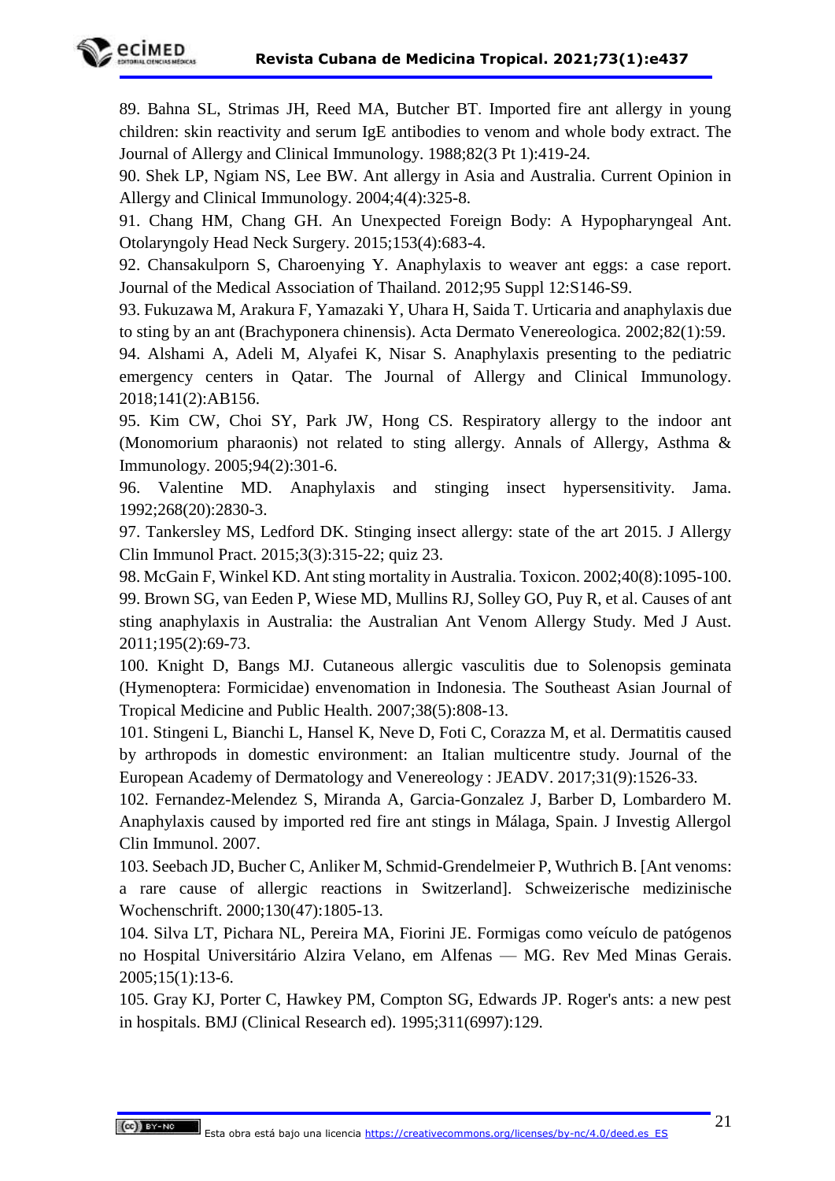89. Bahna SL, Strimas JH, Reed MA, Butcher BT. Imported fire ant allergy in young children: skin reactivity and serum IgE antibodies to venom and whole body extract. The Journal of Allergy and Clinical Immunology. 1988;82(3 Pt 1):419-24.

90. Shek LP, Ngiam NS, Lee BW. Ant allergy in Asia and Australia. Current Opinion in Allergy and Clinical Immunology. 2004;4(4):325-8.

91. Chang HM, Chang GH. An Unexpected Foreign Body: A Hypopharyngeal Ant. Otolaryngoly Head Neck Surgery. 2015;153(4):683-4.

92. Chansakulporn S, Charoenying Y. Anaphylaxis to weaver ant eggs: a case report. Journal of the Medical Association of Thailand. 2012;95 Suppl 12:S146-S9.

93. Fukuzawa M, Arakura F, Yamazaki Y, Uhara H, Saida T. Urticaria and anaphylaxis due to sting by an ant (Brachyponera chinensis). Acta Dermato Venereologica. 2002;82(1):59.

94. Alshami A, Adeli M, Alyafei K, Nisar S. Anaphylaxis presenting to the pediatric emergency centers in Qatar. The Journal of Allergy and Clinical Immunology. 2018;141(2):AB156.

95. Kim CW, Choi SY, Park JW, Hong CS. Respiratory allergy to the indoor ant (Monomorium pharaonis) not related to sting allergy. Annals of Allergy, Asthma & Immunology. 2005;94(2):301-6.

96. Valentine MD. Anaphylaxis and stinging insect hypersensitivity. Jama. 1992;268(20):2830-3.

97. Tankersley MS, Ledford DK. Stinging insect allergy: state of the art 2015. J Allergy Clin Immunol Pract. 2015;3(3):315-22; quiz 23.

98. McGain F, Winkel KD. Ant sting mortality in Australia. Toxicon. 2002;40(8):1095-100.

99. Brown SG, van Eeden P, Wiese MD, Mullins RJ, Solley GO, Puy R, et al. Causes of ant sting anaphylaxis in Australia: the Australian Ant Venom Allergy Study. Med J Aust. 2011;195(2):69-73.

100. Knight D, Bangs MJ. Cutaneous allergic vasculitis due to Solenopsis geminata (Hymenoptera: Formicidae) envenomation in Indonesia. The Southeast Asian Journal of Tropical Medicine and Public Health. 2007;38(5):808-13.

101. Stingeni L, Bianchi L, Hansel K, Neve D, Foti C, Corazza M, et al. Dermatitis caused by arthropods in domestic environment: an Italian multicentre study. Journal of the European Academy of Dermatology and Venereology : JEADV. 2017;31(9):1526-33.

102. Fernandez-Melendez S, Miranda A, Garcia-Gonzalez J, Barber D, Lombardero M. Anaphylaxis caused by imported red fire ant stings in Málaga, Spain. J Investig Allergol Clin Immunol. 2007.

103. Seebach JD, Bucher C, Anliker M, Schmid-Grendelmeier P, Wuthrich B. [Ant venoms: a rare cause of allergic reactions in Switzerland]. Schweizerische medizinische Wochenschrift. 2000;130(47):1805-13.

104. Silva LT, Pichara NL, Pereira MA, Fiorini JE. Formigas como veículo de patógenos no Hospital Universitário Alzira Velano, em Alfenas — MG. Rev Med Minas Gerais. 2005;15(1):13-6.

105. Gray KJ, Porter C, Hawkey PM, Compton SG, Edwards JP. Roger's ants: a new pest in hospitals. BMJ (Clinical Research ed). 1995;311(6997):129.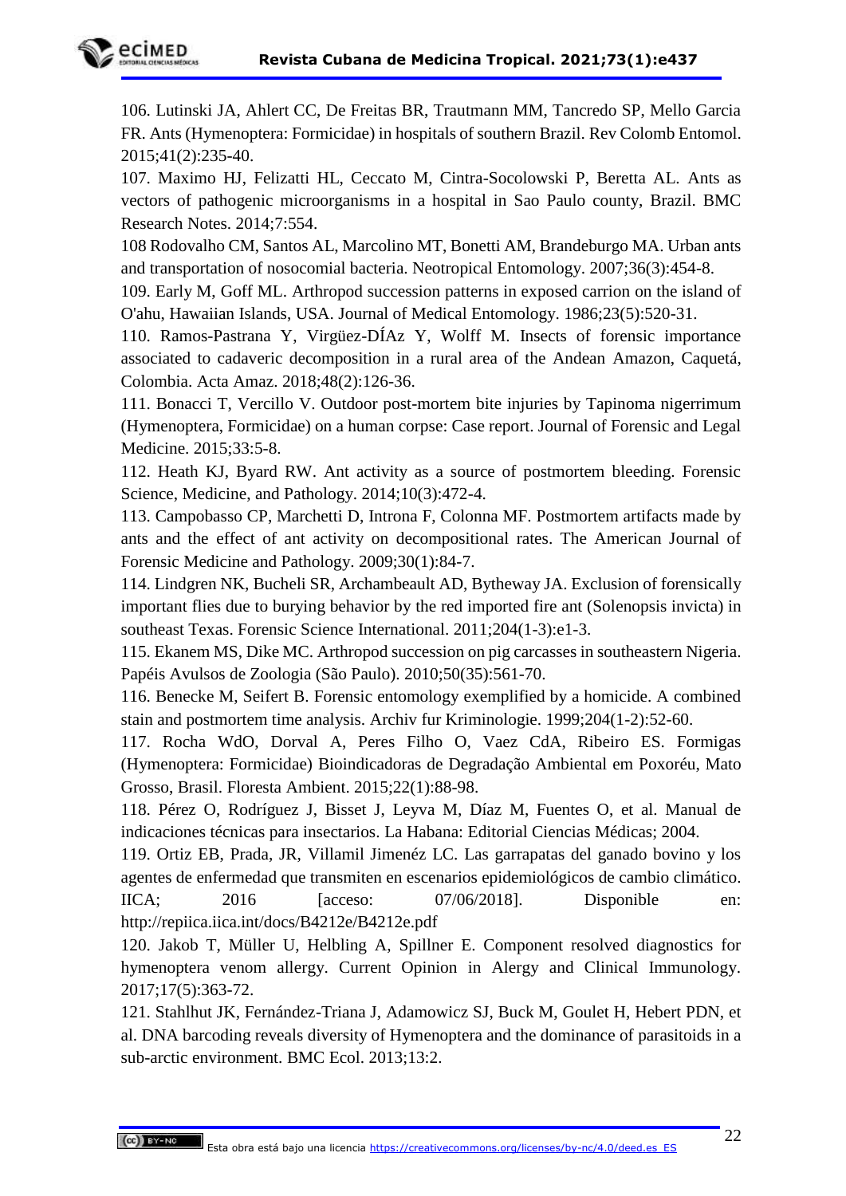106. Lutinski JA, Ahlert CC, De Freitas BR, Trautmann MM, Tancredo SP, Mello Garcia FR. Ants (Hymenoptera: Formicidae) in hospitals of southern Brazil. Rev Colomb Entomol. 2015;41(2):235-40.

107. Maximo HJ, Felizatti HL, Ceccato M, Cintra-Socolowski P, Beretta AL. Ants as vectors of pathogenic microorganisms in a hospital in Sao Paulo county, Brazil. BMC Research Notes. 2014;7:554.

108 Rodovalho CM, Santos AL, Marcolino MT, Bonetti AM, Brandeburgo MA. Urban ants and transportation of nosocomial bacteria. Neotropical Entomology. 2007;36(3):454-8.

109. Early M, Goff ML. Arthropod succession patterns in exposed carrion on the island of O'ahu, Hawaiian Islands, USA. Journal of Medical Entomology. 1986;23(5):520-31.

110. Ramos-Pastrana Y, Virgüez-DÍAz Y, Wolff M. Insects of forensic importance associated to cadaveric decomposition in a rural area of the Andean Amazon, Caquetá, Colombia. Acta Amaz. 2018;48(2):126-36.

111. Bonacci T, Vercillo V. Outdoor post-mortem bite injuries by Tapinoma nigerrimum (Hymenoptera, Formicidae) on a human corpse: Case report. Journal of Forensic and Legal Medicine. 2015;33:5-8.

112. Heath KJ, Byard RW. Ant activity as a source of postmortem bleeding. Forensic Science, Medicine, and Pathology. 2014;10(3):472-4.

113. Campobasso CP, Marchetti D, Introna F, Colonna MF. Postmortem artifacts made by ants and the effect of ant activity on decompositional rates. The American Journal of Forensic Medicine and Pathology. 2009;30(1):84-7.

114. Lindgren NK, Bucheli SR, Archambeault AD, Bytheway JA. Exclusion of forensically important flies due to burying behavior by the red imported fire ant (Solenopsis invicta) in southeast Texas. Forensic Science International. 2011;204(1-3):e1-3.

115. Ekanem MS, Dike MC. Arthropod succession on pig carcasses in southeastern Nigeria. Papéis Avulsos de Zoologia (São Paulo). 2010;50(35):561-70.

116. Benecke M, Seifert B. Forensic entomology exemplified by a homicide. A combined stain and postmortem time analysis. Archiv fur Kriminologie. 1999;204(1-2):52-60.

117. Rocha WdO, Dorval A, Peres Filho O, Vaez CdA, Ribeiro ES. Formigas (Hymenoptera: Formicidae) Bioindicadoras de Degradação Ambiental em Poxoréu, Mato Grosso, Brasil. Floresta Ambient. 2015;22(1):88-98.

118. Pérez O, Rodríguez J, Bisset J, Leyva M, Díaz M, Fuentes O, et al. Manual de indicaciones técnicas para insectarios. La Habana: Editorial Ciencias Médicas; 2004.

119. Ortiz EB, Prada, JR, Villamil Jimenéz LC. Las garrapatas del ganado bovino y los agentes de enfermedad que transmiten en escenarios epidemiológicos de cambio climático. IICA; 2016 [acceso: 07/06/2018]. Disponible en: http://repiica.iica.int/docs/B4212e/B4212e.pdf

120. Jakob T, Müller U, Helbling A, Spillner E. Component resolved diagnostics for hymenoptera venom allergy. Current Opinion in Alergy and Clinical Immunology. 2017;17(5):363-72.

121. Stahlhut JK, Fernández-Triana J, Adamowicz SJ, Buck M, Goulet H, Hebert PDN, et al. DNA barcoding reveals diversity of Hymenoptera and the dominance of parasitoids in a sub-arctic environment. BMC Ecol. 2013;13:2.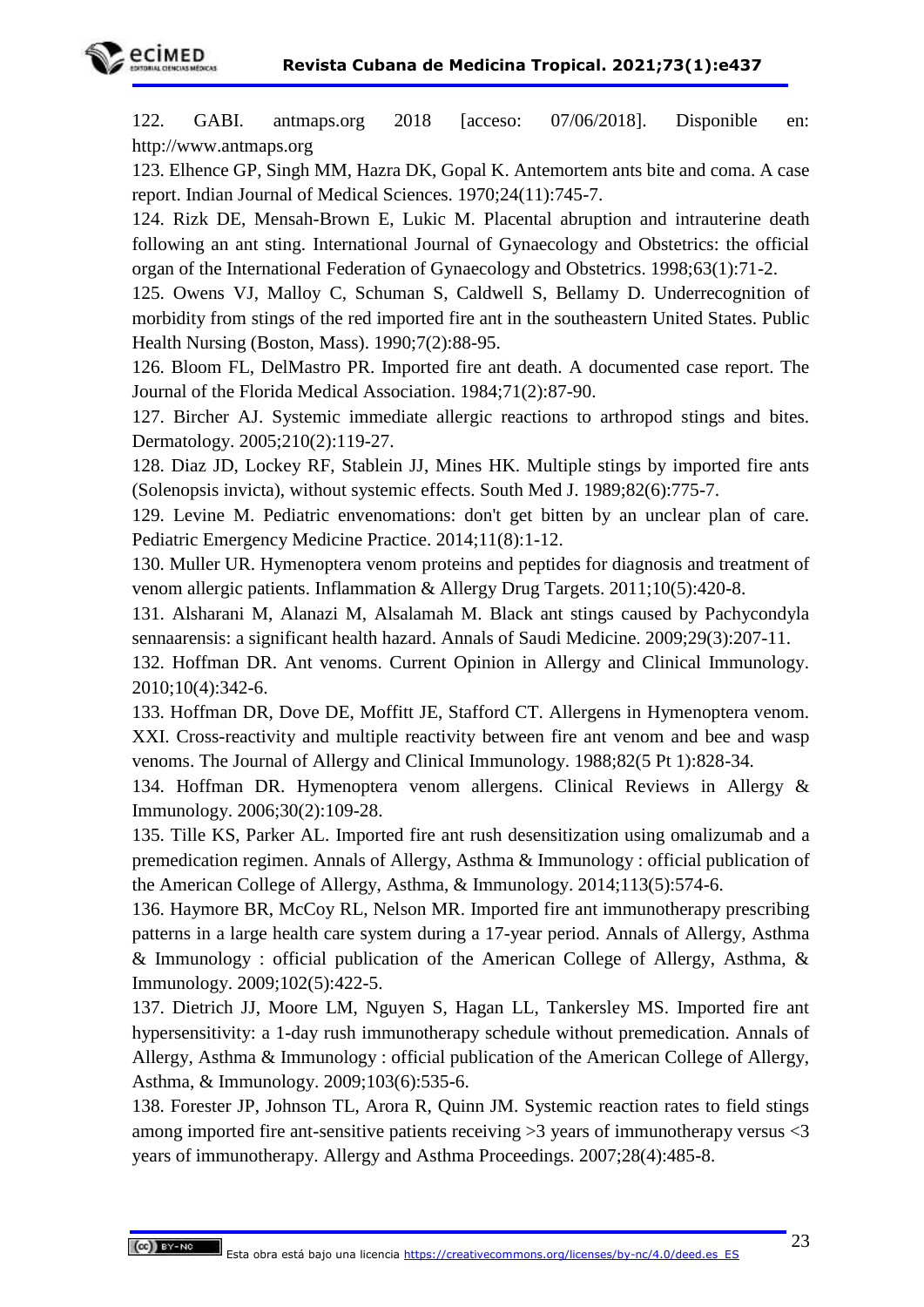122. GABI. antmaps.org 2018 [acceso: 07/06/2018]. Disponible en: http://www.antmaps.org

123. Elhence GP, Singh MM, Hazra DK, Gopal K. Antemortem ants bite and coma. A case report. Indian Journal of Medical Sciences. 1970;24(11):745-7.

124. Rizk DE, Mensah-Brown E, Lukic M. Placental abruption and intrauterine death following an ant sting. International Journal of Gynaecology and Obstetrics: the official organ of the International Federation of Gynaecology and Obstetrics. 1998;63(1):71-2.

125. Owens VJ, Malloy C, Schuman S, Caldwell S, Bellamy D. Underrecognition of morbidity from stings of the red imported fire ant in the southeastern United States. Public Health Nursing (Boston, Mass). 1990;7(2):88-95.

126. Bloom FL, DelMastro PR. Imported fire ant death. A documented case report. The Journal of the Florida Medical Association. 1984;71(2):87-90.

127. Bircher AJ. Systemic immediate allergic reactions to arthropod stings and bites. Dermatology. 2005;210(2):119-27.

128. Diaz JD, Lockey RF, Stablein JJ, Mines HK. Multiple stings by imported fire ants (Solenopsis invicta), without systemic effects. South Med J. 1989;82(6):775-7.

129. Levine M. Pediatric envenomations: don't get bitten by an unclear plan of care. Pediatric Emergency Medicine Practice. 2014;11(8):1-12.

130. Muller UR. Hymenoptera venom proteins and peptides for diagnosis and treatment of venom allergic patients. Inflammation & Allergy Drug Targets. 2011;10(5):420-8.

131. Alsharani M, Alanazi M, Alsalamah M. Black ant stings caused by Pachycondyla sennaarensis: a significant health hazard. Annals of Saudi Medicine. 2009;29(3):207-11.

132. Hoffman DR. Ant venoms. Current Opinion in Allergy and Clinical Immunology. 2010;10(4):342-6.

133. Hoffman DR, Dove DE, Moffitt JE, Stafford CT. Allergens in Hymenoptera venom. XXI. Cross-reactivity and multiple reactivity between fire ant venom and bee and wasp venoms. The Journal of Allergy and Clinical Immunology. 1988;82(5 Pt 1):828-34.

134. Hoffman DR. Hymenoptera venom allergens. Clinical Reviews in Allergy & Immunology. 2006;30(2):109-28.

135. Tille KS, Parker AL. Imported fire ant rush desensitization using omalizumab and a premedication regimen. Annals of Allergy, Asthma & Immunology : official publication of the American College of Allergy, Asthma, & Immunology. 2014;113(5):574-6.

136. Haymore BR, McCoy RL, Nelson MR. Imported fire ant immunotherapy prescribing patterns in a large health care system during a 17-year period. Annals of Allergy, Asthma & Immunology : official publication of the American College of Allergy, Asthma, & Immunology. 2009;102(5):422-5.

137. Dietrich JJ, Moore LM, Nguyen S, Hagan LL, Tankersley MS. Imported fire ant hypersensitivity: a 1-day rush immunotherapy schedule without premedication. Annals of Allergy, Asthma & Immunology : official publication of the American College of Allergy, Asthma, & Immunology. 2009;103(6):535-6.

138. Forester JP, Johnson TL, Arora R, Quinn JM. Systemic reaction rates to field stings among imported fire ant-sensitive patients receiving >3 years of immunotherapy versus <3 years of immunotherapy. Allergy and Asthma Proceedings. 2007;28(4):485-8.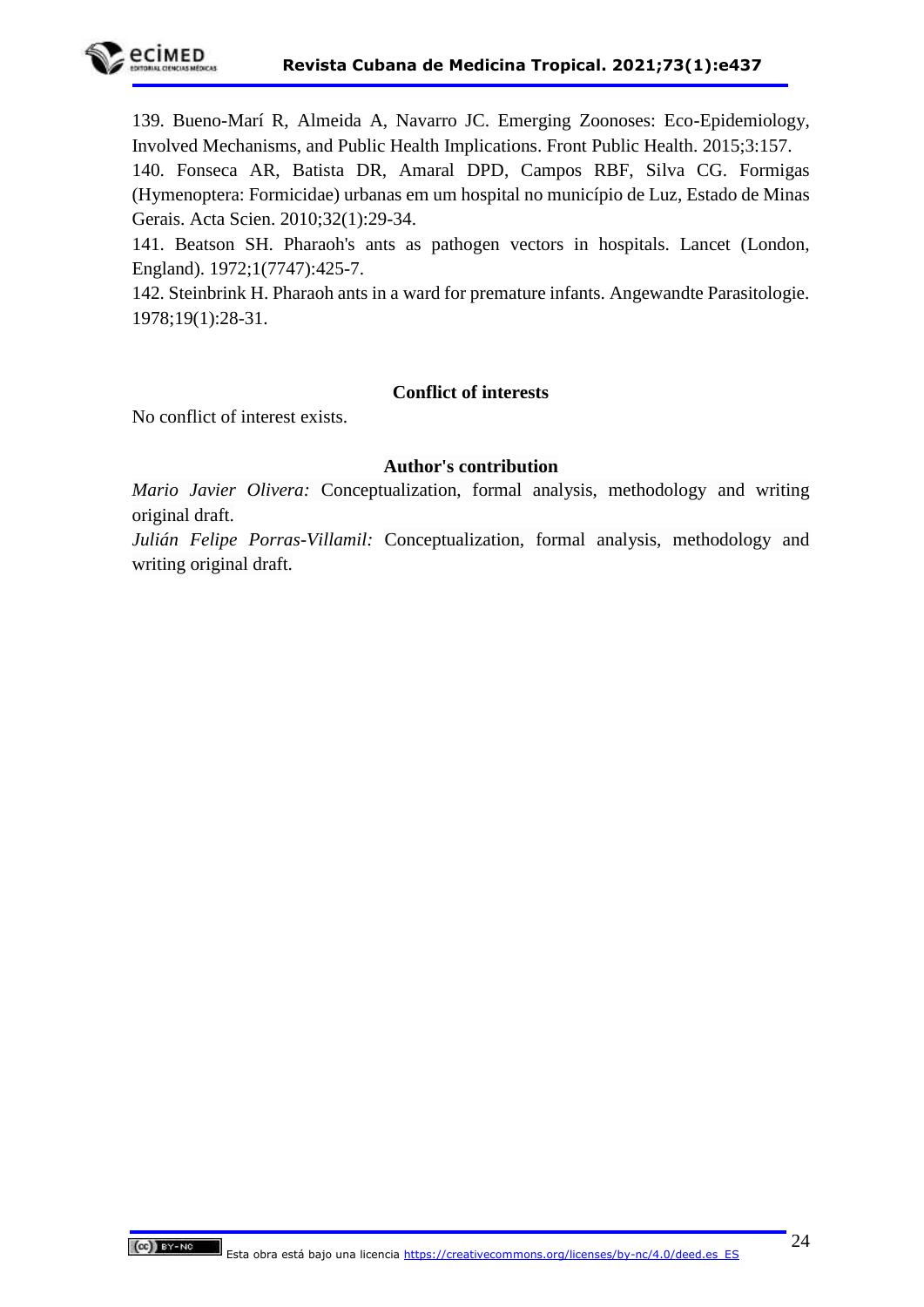139. Bueno-Marí R, Almeida A, Navarro JC. Emerging Zoonoses: Eco-Epidemiology, Involved Mechanisms, and Public Health Implications. Front Public Health. 2015;3:157.

140. Fonseca AR, Batista DR, Amaral DPD, Campos RBF, Silva CG. Formigas (Hymenoptera: Formicidae) urbanas em um hospital no município de Luz, Estado de Minas Gerais. Acta Scien. 2010;32(1):29-34.

141. Beatson SH. Pharaoh's ants as pathogen vectors in hospitals. Lancet (London, England). 1972;1(7747):425-7.

142. Steinbrink H. Pharaoh ants in a ward for premature infants. Angewandte Parasitologie. 1978;19(1):28-31.

## Conflict of interests

No conflict of interest exists.

## Author's contribution

*Mario Javier Olivera:* Conceptualization, formal analysis, methodology and writing original draft.

*Julián Felipe Porras-Villamil:* Conceptualization, formal analysis, methodology and writing original draft.